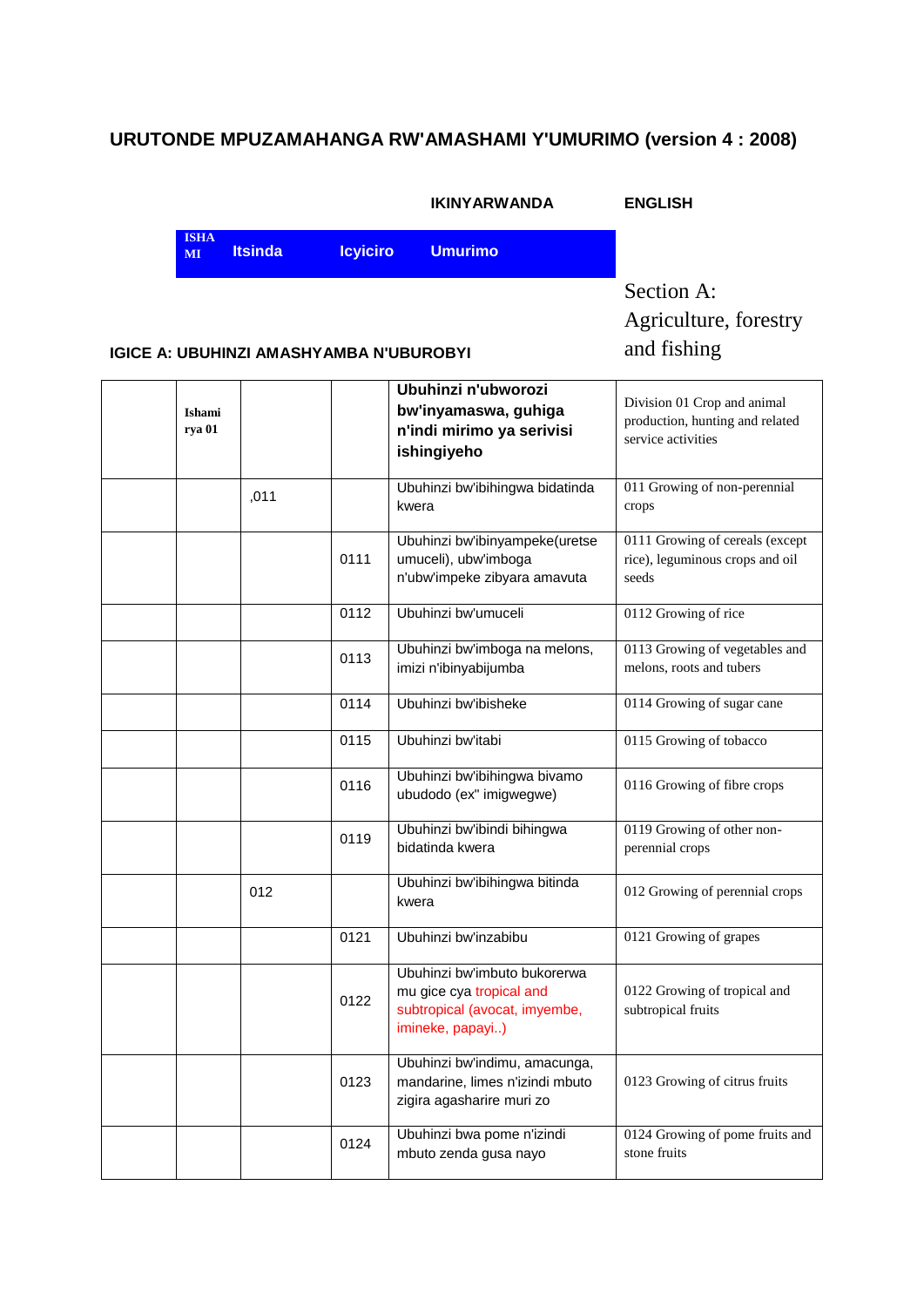# URUTONDE MPUZAMAHANGA RW'AMASHAMI Y'UMURIMO (version 4 : 2008)

| | | | IKINYARWANDA | ENGLISH |
|---|---|---|---|---|
| ISHAMI | Itsinda | Icyiciro | Umurimo | |

**IGICE A: UBUHINZI AMASHYAMBA N'UBUROBYI**

Section A: Agriculture, forestry and fishing

| | | | | |
|---|---|---|---|---|
| Ishami rya 01 | | | **Ubuhinzi n'ubworozi bw'inyamaswa, guhiga n'indi mirimo ya serivisi ishingiyeho** | Division 01 Crop and animal production, hunting and related service activities |
| | ,011 | | Ubuhinzi bw'ibihingwa bidatinda kwera | 011 Growing of non-perennial crops |
| | | 0111 | Ubuhinzi bw'ibinyampeke(uretse umuceli), ubw'imboga n'ubw'impeke zibyara amavuta | 0111 Growing of cereals (except rice), leguminous crops and oil seeds |
| | | 0112 | Ubuhinzi bw'umuceli | 0112 Growing of rice |
| | | 0113 | Ubuhinzi bw'imboga na melons, imizi n'ibinyabijumba | 0113 Growing of vegetables and melons, roots and tubers |
| | | 0114 | Ubuhinzi bw'ibisheke | 0114 Growing of sugar cane |
| | | 0115 | Ubuhinzi bw'itabi | 0115 Growing of tobacco |
| | | 0116 | Ubuhinzi bw'ibihingwa bivamo ubudodo (ex" imigwegwe) | 0116 Growing of fibre crops |
| | | 0119 | Ubuhinzi bw'ibindi bihingwa bidatinda kwera | 0119 Growing of other non-perennial crops |
| | 012 | | Ubuhinzi bw'ibihingwa bitinda kwera | 012 Growing of perennial crops |
| | | 0121 | Ubuhinzi bw'inzabibu | 0121 Growing of grapes |
| | | 0122 | Ubuhinzi bw'imbuto bukorerwa mu gice cya tropical and subtropical (avocat, imyembe, imineke, papayi..) | 0122 Growing of tropical and subtropical fruits |
| | | 0123 | Ubuhinzi bw'indimu, amacunga, mandarine, limes n'izindi mbuto zigira agasharire muri zo | 0123 Growing of citrus fruits |
| | | 0124 | Ubuhinzi bwa pome n'izindi mbuto zenda gusa nayo | 0124 Growing of pome fruits and stone fruits |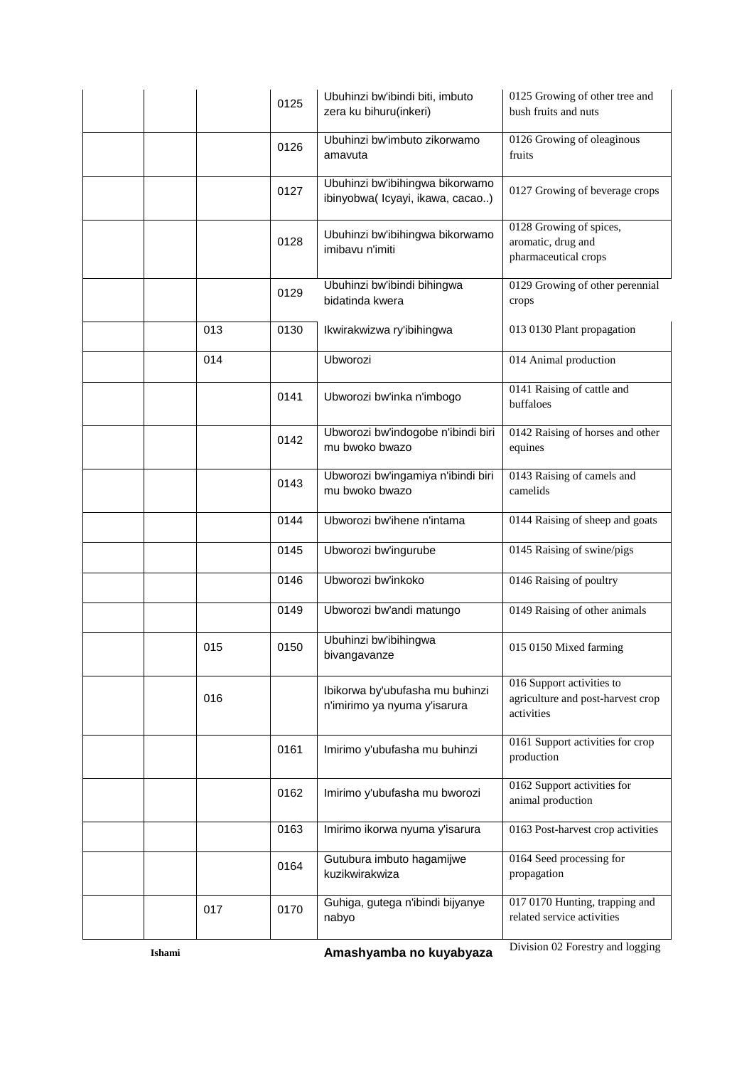| | | | | |
|---|---|---|---|---|
| | | 0125 | Ubuhinzi bw'ibindi biti, imbuto zera ku bihuru(inkeri) | 0125 Growing of other tree and bush fruits and nuts |
| | | 0126 | Ubuhinzi bw'imbuto zikorwamo amavuta | 0126 Growing of oleaginous fruits |
| | | 0127 | Ubuhinzi bw'ibihingwa bikorwamo ibinyobwa( Icyayi, ikawa, cacao..) | 0127 Growing of beverage crops |
| | | 0128 | Ubuhinzi bw'ibihingwa bikorwamo imibavu n'imiti | 0128 Growing of spices, aromatic, drug and pharmaceutical crops |
| | | 0129 | Ubuhinzi bw'ibindi bihingwa bidatinda kwera | 0129 Growing of other perennial crops |
| | 013 | 0130 | Ikwirakwizwa ry'ibihingwa | 013 0130 Plant propagation |
| | 014 | | Ubworozi | 014 Animal production |
| | | 0141 | Ubworozi bw'inka n'imbogo | 0141 Raising of cattle and buffaloes |
| | | 0142 | Ubworozi bw'indogobe n'ibindi biri mu bwoko bwazo | 0142 Raising of horses and other equines |
| | | 0143 | Ubworozi bw'ingamiya n'ibindi biri mu bwoko bwazo | 0143 Raising of camels and camelids |
| | | 0144 | Ubworozi bw'ihene n'intama | 0144 Raising of sheep and goats |
| | | 0145 | Ubworozi bw'ingurube | 0145 Raising of swine/pigs |
| | | 0146 | Ubworozi bw'inkoko | 0146 Raising of poultry |
| | | 0149 | Ubworozi bw'andi matungo | 0149 Raising of other animals |
| | 015 | 0150 | Ubuhinzi bw'ibihingwa bivangavanze | 015 0150 Mixed farming |
| | 016 | | Ibikorwa by'ubufasha mu buhinzi n'imirimo ya nyuma y'isarura | 016 Support activities to agriculture and post-harvest crop activities |
| | | 0161 | Imirimo y'ubufasha mu buhinzi | 0161 Support activities for crop production |
| | | 0162 | Imirimo y'ubufasha mu bworozi | 0162 Support activities for animal production |
| | | 0163 | Imirimo ikorwa nyuma y'isarura | 0163 Post-harvest crop activities |
| | | 0164 | Gutubura imbuto hagamijwe kuzikwirakwiza | 0164 Seed processing for propagation |
| | 017 | 0170 | Guhiga, gutega n'ibindi bijyanye nabyo | 017 0170 Hunting, trapping and related service activities |
| **Ishami** | | | **Amashyamba no kuyabyaza** | Division 02 Forestry and logging |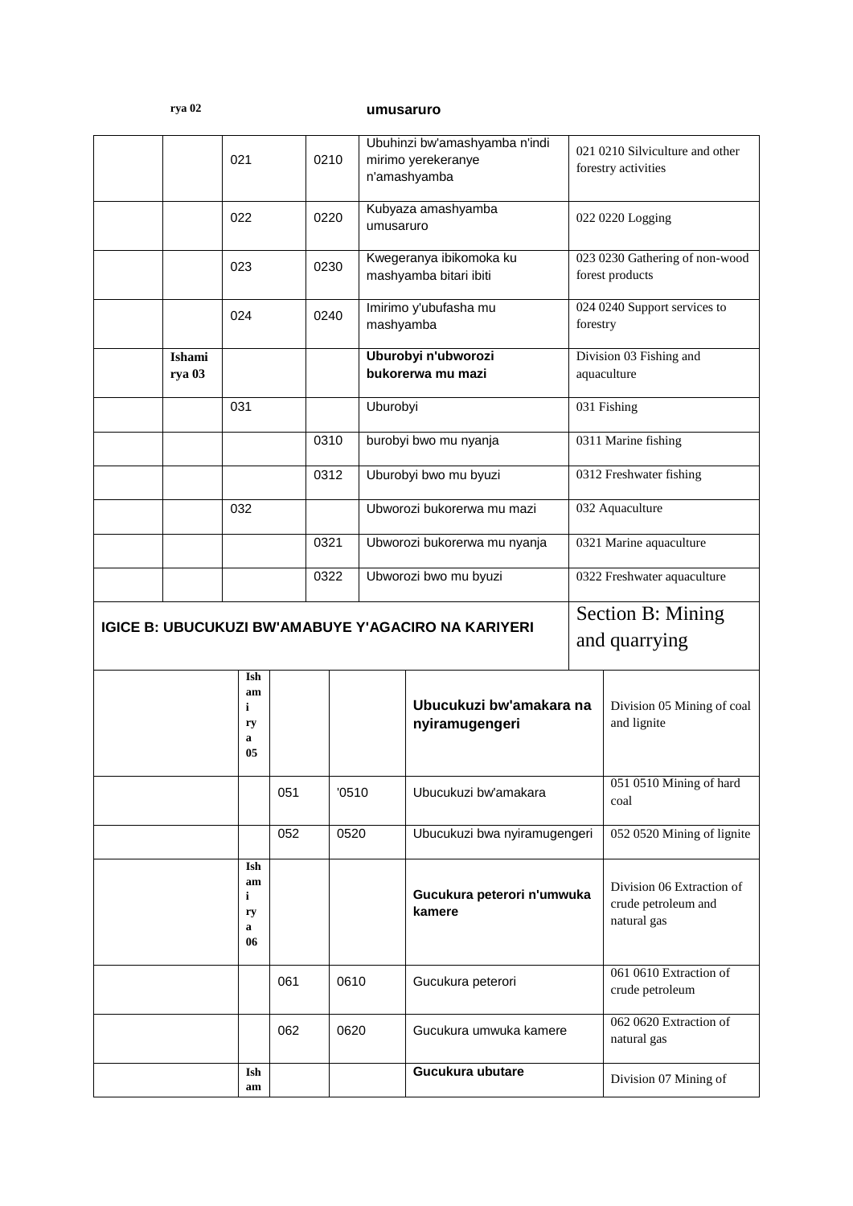| rya 02 | | | | umusaruro | |
|---|---|---|---|---|---|
| | | 021 | 0210 | Ubuhinzi bw'amashyamba n'indi mirimo yerekeranye n'amashyamba | 021 0210 Silviculture and other forestry activities |
| | | 022 | 0220 | Kubyaza amashyamba umusaruro | 022 0220 Logging |
| | | 023 | 0230 | Kwegeranya ibikomoka ku mashyamba bitari ibiti | 023 0230 Gathering of non-wood forest products |
| | | 024 | 0240 | Imirimo y'ubufasha mu mashyamba | 024 0240 Support services to forestry |
| | **Ishami rya 03** | | | **Uburobyi n'ubworozi bukorerwa mu mazi** | Division 03 Fishing and aquaculture |
| | | 031 | | Uburobyi | 031 Fishing |
| | | | 0310 | burobyi bwo mu nyanja | 0311 Marine fishing |
| | | | 0312 | Uburobyi bwo mu byuzi | 0312 Freshwater fishing |
| | | 032 | | Ubworozi bukorerwa mu mazi | 032 Aquaculture |
| | | | 0321 | Ubworozi bukorerwa mu nyanja | 0321 Marine aquaculture |
| | | | 0322 | Ubworozi bwo mu byuzi | 0322 Freshwater aquaculture |

## IGICE B: UBUCUKUZI BW'AMABUYE Y'AGACIRO NA KARIYERI

## Section B: Mining and quarrying

| | | | | | |
|---|---|---|---|---|---|
| | **Ishami rya 05** | | | **Ubucukuzi bw'amakara na nyiramugengeri** | Division 05 Mining of coal and lignite |
| | | 051 | '0510 | Ubucukuzi bw'amakara | 051 0510 Mining of hard coal |
| | | 052 | 0520 | Ubucukuzi bwa nyiramugengeri | 052 0520 Mining of lignite |
| | **Ishami rya 06** | | | **Gucukura peterori n'umwuka kamere** | Division 06 Extraction of crude petroleum and natural gas |
| | | 061 | 0610 | Gucukura peterori | 061 0610 Extraction of crude petroleum |
| | | 062 | 0620 | Gucukura umwuka kamere | 062 0620 Extraction of natural gas |
| | **Isham** | | | **Gucukura ubutare** | Division 07 Mining of |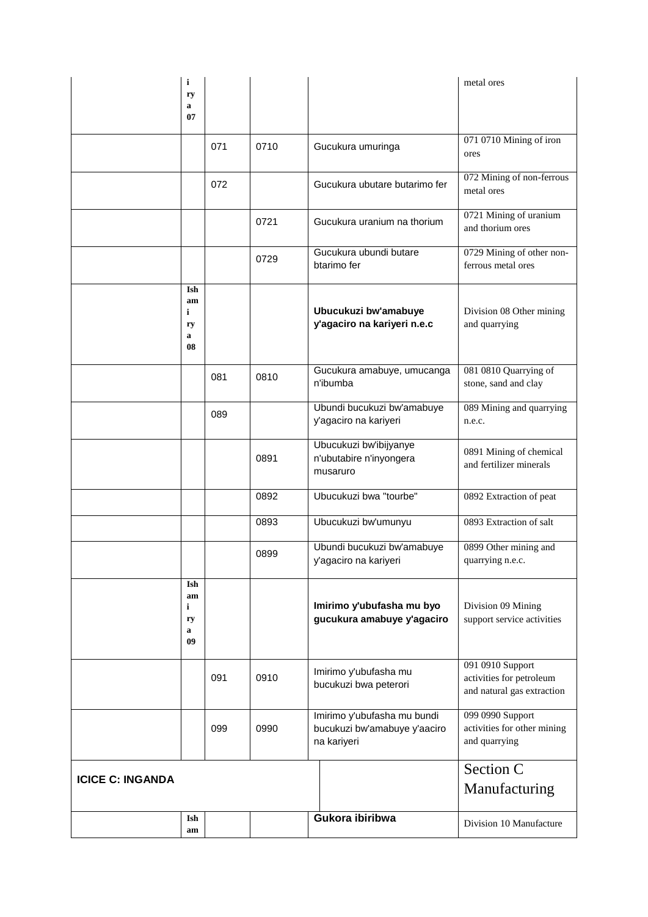| | | | | | |
|---|---|---|---|---|---|
| | **i ry a 07** | | | | metal ores |
| | | 071 | 0710 | Gucukura umuringa | 071 0710 Mining of iron ores |
| | | 072 | | Gucukura ubutare butarimo fer | 072 Mining of non-ferrous metal ores |
| | | | 0721 | Gucukura uranium na thorium | 0721 Mining of uranium and thorium ores |
| | | | 0729 | Gucukura ubundi butare btarimo fer | 0729 Mining of other non-ferrous metal ores |
| | **Ish am i ry a 08** | | | **Ubucukuzi bw'amabuye y'agaciro na kariyeri n.e.c** | Division 08 Other mining and quarrying |
| | | 081 | 0810 | Gucukura amabuye, umucanga n'ibumba | 081 0810 Quarrying of stone, sand and clay |
| | | 089 | | Ubundi bucukuzi bw'amabuye y'agaciro na kariyeri | 089 Mining and quarrying n.e.c. |
| | | | 0891 | Ubucukuzi bw'ibijyanye n'ubutabire n'inyongera musaruro | 0891 Mining of chemical and fertilizer minerals |
| | | | 0892 | Ubucukuzi bwa "tourbe" | 0892 Extraction of peat |
| | | | 0893 | Ubucukuzi bw'umunyu | 0893 Extraction of salt |
| | | | 0899 | Ubundi bucukuzi bw'amabuye y'agaciro na kariyeri | 0899 Other mining and quarrying n.e.c. |
| | **Ish am i ry a 09** | | | **Imirimo y'ubufasha mu byo gucukura amabuye y'agaciro** | Division 09 Mining support service activities |
| | | 091 | 0910 | Imirimo y'ubufasha mu bucukuzi bwa peterori | 091 0910 Support activities for petroleum and natural gas extraction |
| | | 099 | 0990 | Imirimo y'ubufasha mu bundi bucukuzi bw'amabuye y'aaciro na kariyeri | 099 0990 Support activities for other mining and quarrying |
| **ICICE C: INGANDA** | | | | | Section C Manufacturing |
| | **Ish am** | | | **Gukora ibiribwa** | Division 10 Manufacture |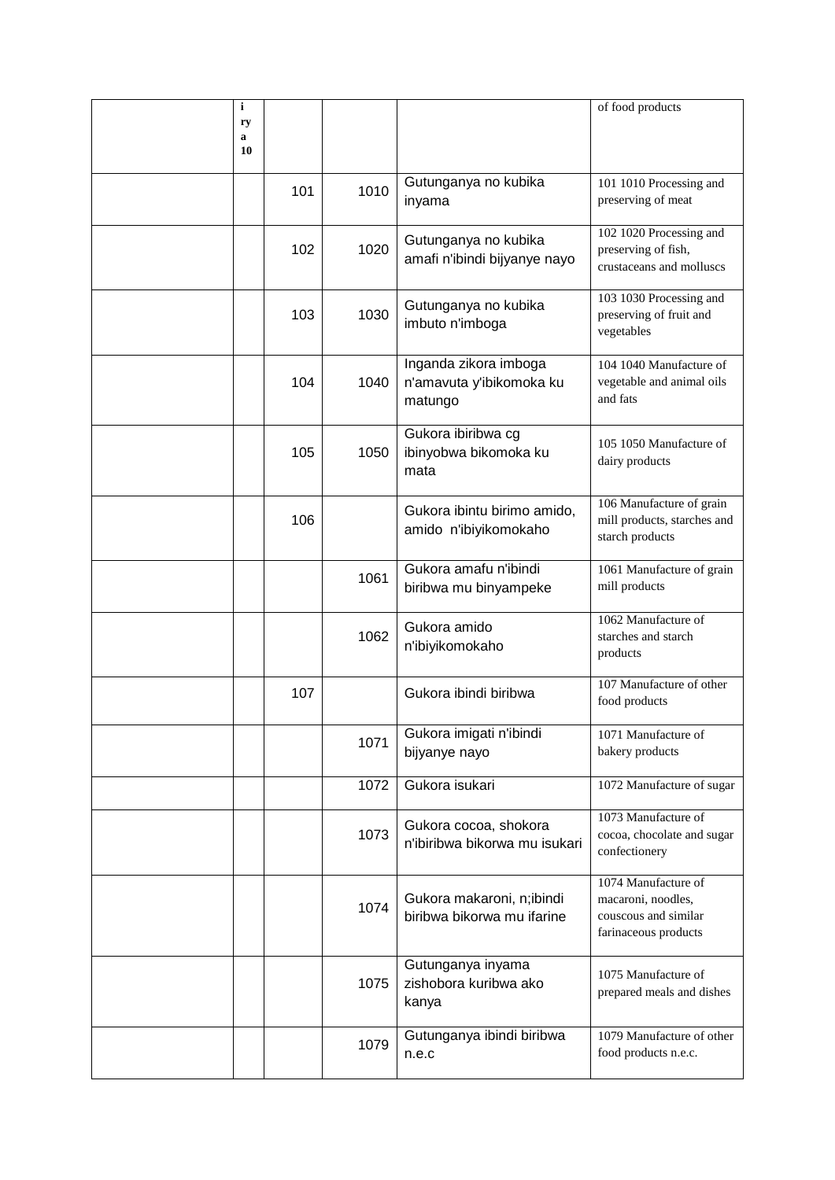| | i ry a 10 | | | | of food products |
|---|---|---|---|---|---|
| | | 101 | 1010 | Gutunganya no kubika inyama | 101 1010 Processing and preserving of meat |
| | | 102 | 1020 | Gutunganya no kubika amafi n'ibindi bijyanye nayo | 102 1020 Processing and preserving of fish, crustaceans and molluscs |
| | | 103 | 1030 | Gutunganya no kubika imbuto n'imboga | 103 1030 Processing and preserving of fruit and vegetables |
| | | 104 | 1040 | Inganda zikora imboga n'amavuta y'ibikomoka ku matungo | 104 1040 Manufacture of vegetable and animal oils and fats |
| | | 105 | 1050 | Gukora ibiribwa cg ibinyobwa bikomoka ku mata | 105 1050 Manufacture of dairy products |
| | | 106 | | Gukora ibintu birimo amido, amido n'ibiyikomokaho | 106 Manufacture of grain mill products, starches and starch products |
| | | | 1061 | Gukora amafu n'ibindi biribwa mu binyampeke | 1061 Manufacture of grain mill products |
| | | | 1062 | Gukora amido n'ibiyikomokaho | 1062 Manufacture of starches and starch products |
| | | 107 | | Gukora ibindi biribwa | 107 Manufacture of other food products |
| | | | 1071 | Gukora imigati n'ibindi bijyanye nayo | 1071 Manufacture of bakery products |
| | | | 1072 | Gukora isukari | 1072 Manufacture of sugar |
| | | | 1073 | Gukora cocoa, shokora n'ibiribwa bikorwa mu isukari | 1073 Manufacture of cocoa, chocolate and sugar confectionery |
| | | | 1074 | Gukora makaroni, n;ibindi biribwa bikorwa mu ifarine | 1074 Manufacture of macaroni, noodles, couscous and similar farinaceous products |
| | | | 1075 | Gutunganya inyama zishobora kuribwa ako kanya | 1075 Manufacture of prepared meals and dishes |
| | | | 1079 | Gutunganya ibindi biribwa n.e.c | 1079 Manufacture of other food products n.e.c. |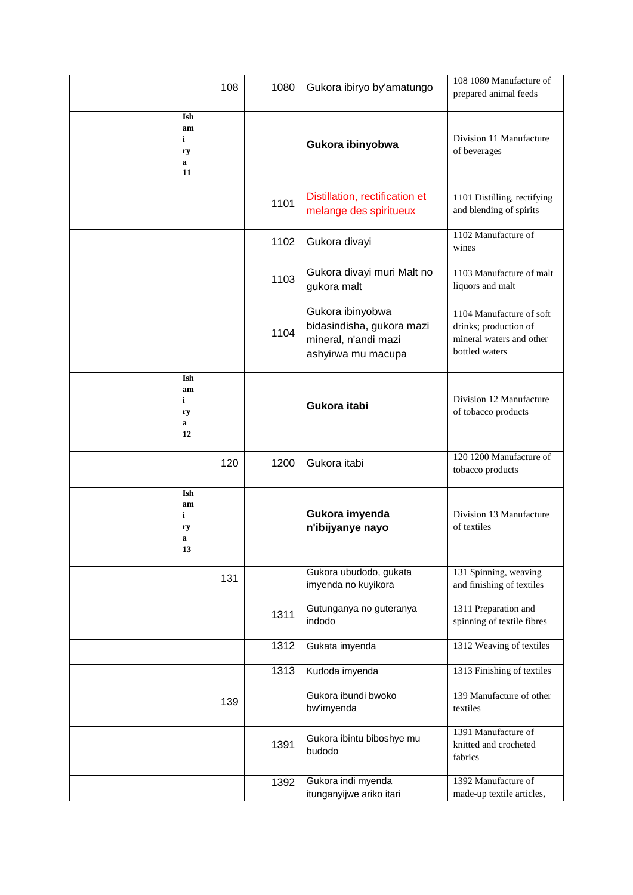| | | | | | |
|---|---|---|---|---|---|
| | | 108 | 1080 | Gukora ibiryo by'amatungo | 108 1080 Manufacture of prepared animal feeds |
| | **Ishami rya 11** | | | **Gukora ibinyobwa** | Division 11 Manufacture of beverages |
| | | | 1101 | Distillation, rectification et melange des spiritueux | 1101 Distilling, rectifying and blending of spirits |
| | | | 1102 | Gukora divayi | 1102 Manufacture of wines |
| | | | 1103 | Gukora divayi muri Malt no gukora malt | 1103 Manufacture of malt liquors and malt |
| | | | 1104 | Gukora ibinyobwa bidasindisha, gukora mazi mineral, n'andi mazi ashyirwa mu macupa | 1104 Manufacture of soft drinks; production of mineral waters and other bottled waters |
| | **Ishami rya 12** | | | **Gukora itabi** | Division 12 Manufacture of tobacco products |
| | | 120 | 1200 | Gukora itabi | 120 1200 Manufacture of tobacco products |
| | **Ishami rya 13** | | | **Gukora imyenda n'ibijyanye nayo** | Division 13 Manufacture of textiles |
| | | 131 | | Gukora ubudodo, gukata imyenda no kuyikora | 131 Spinning, weaving and finishing of textiles |
| | | | 1311 | Gutunganya no guteranya indodo | 1311 Preparation and spinning of textile fibres |
| | | | 1312 | Gukata imyenda | 1312 Weaving of textiles |
| | | | 1313 | Kudoda imyenda | 1313 Finishing of textiles |
| | | 139 | | Gukora ibundi bwoko bw'imyenda | 139 Manufacture of other textiles |
| | | | 1391 | Gukora ibintu biboshye mu budodo | 1391 Manufacture of knitted and crocheted fabrics |
| | | | 1392 | Gukora indi myenda itunganyijwe ariko itari | 1392 Manufacture of made-up textile articles, |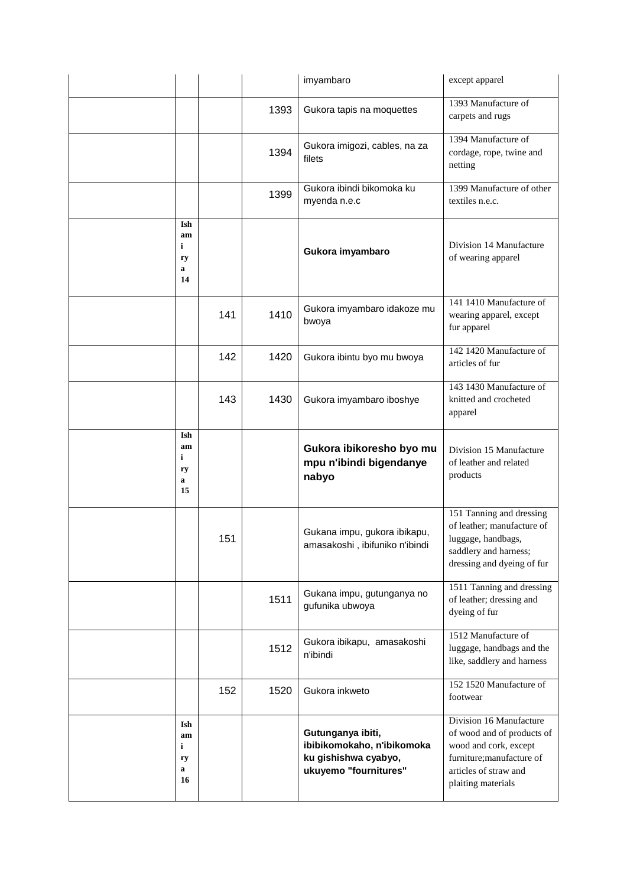| | | | | imyambaro | except apparel |
|---|---|---|---|---|---|
| | | | 1393 | Gukora tapis na moquettes | 1393 Manufacture of carpets and rugs |
| | | | 1394 | Gukora imigozi, cables, na za filets | 1394 Manufacture of cordage, rope, twine and netting |
| | | | 1399 | Gukora ibindi bikomoka ku myenda n.e.c | 1399 Manufacture of other textiles n.e.c. |
| | **Ishami rya 14** | | | **Gukora imyambaro** | Division 14 Manufacture of wearing apparel |
| | | 141 | 1410 | Gukora imyambaro idakoze mu bwoya | 141 1410 Manufacture of wearing apparel, except fur apparel |
| | | 142 | 1420 | Gukora ibintu byo mu bwoya | 142 1420 Manufacture of articles of fur |
| | | 143 | 1430 | Gukora imyambaro iboshye | 143 1430 Manufacture of knitted and crocheted apparel |
| | **Ishami rya 15** | | | **Gukora ibikoresho byo mu mpu n'ibindi bigendanye nabyo** | Division 15 Manufacture of leather and related products |
| | | 151 | | Gukana impu, gukora ibikapu, amasakoshi , ibifuniko n'ibindi | 151 Tanning and dressing of leather; manufacture of luggage, handbags, saddlery and harness; dressing and dyeing of fur |
| | | | 1511 | Gukana impu, gutunganya no gufunika ubwoya | 1511 Tanning and dressing of leather; dressing and dyeing of fur |
| | | | 1512 | Gukora ibikapu, amasakoshi n'ibindi | 1512 Manufacture of luggage, handbags and the like, saddlery and harness |
| | | 152 | 1520 | Gukora inkweto | 152 1520 Manufacture of footwear |
| | **Ishami rya 16** | | | **Gutunganya ibiti, ibibikomokaho, n'ibikomoka ku gishishwa cyabyo, ukuyemo "fournitures"** | Division 16 Manufacture of wood and of products of wood and cork, except furniture;manufacture of articles of straw and plaiting materials |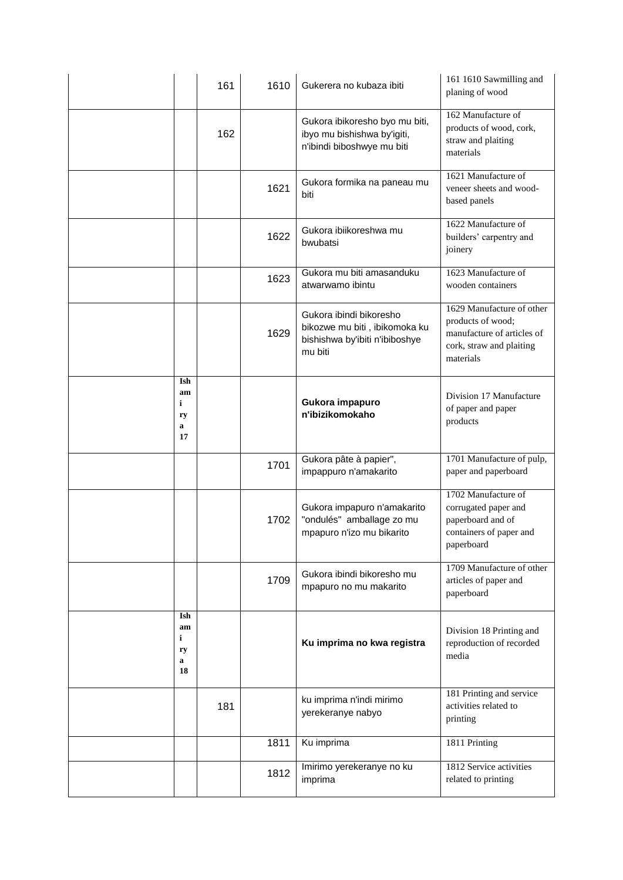|  |  |  |  |  |  |
|---|---|---|---|---|---|
|  |  | 161 | 1610 | Gukerera no kubaza ibiti | 161 1610 Sawmilling and planing of wood |
|  |  | 162 |  | Gukora ibikoresho byo mu biti, ibyo mu bishishwa by'igiti, n'ibindi biboshwye mu biti | 162 Manufacture of products of wood, cork, straw and plaiting materials |
|  |  |  | 1621 | Gukora formika na paneau mu biti | 1621 Manufacture of veneer sheets and wood-based panels |
|  |  |  | 1622 | Gukora ibiikoreshwa mu bwubatsi | 1622 Manufacture of builders' carpentry and joinery |
|  |  |  | 1623 | Gukora mu biti amasanduku atwarwamo ibintu | 1623 Manufacture of wooden containers |
|  |  |  | 1629 | Gukora ibindi bikoresho bikozwe mu biti , ibikomoka ku bishishwa by'ibiti n'ibiboshye mu biti | 1629 Manufacture of other products of wood; manufacture of articles of cork, straw and plaiting materials |
|  | **Ishami rya 17** |  |  | **Gukora impapuro n'ibizikomokaho** | Division 17 Manufacture of paper and paper products |
|  |  |  | 1701 | Gukora pâte à papier", impappuro n'amakarito | 1701 Manufacture of pulp, paper and paperboard |
|  |  |  | 1702 | Gukora impapuro n'amakarito "ondulés" amballage zo mu mpapuro n'izo mu bikarito | 1702 Manufacture of corrugated paper and paperboard and of containers of paper and paperboard |
|  |  |  | 1709 | Gukora ibindi bikoresho mu mpapuro no mu makarito | 1709 Manufacture of other articles of paper and paperboard |
|  | **Ishami rya 18** |  |  | **Ku imprima no kwa registra** | Division 18 Printing and reproduction of recorded media |
|  |  | 181 |  | ku imprima n'indi mirimo yerekeranye nabyo | 181 Printing and service activities related to printing |
|  |  |  | 1811 | Ku imprima | 1811 Printing |
|  |  |  | 1812 | Imirimo yerekeranye no ku imprima | 1812 Service activities related to printing |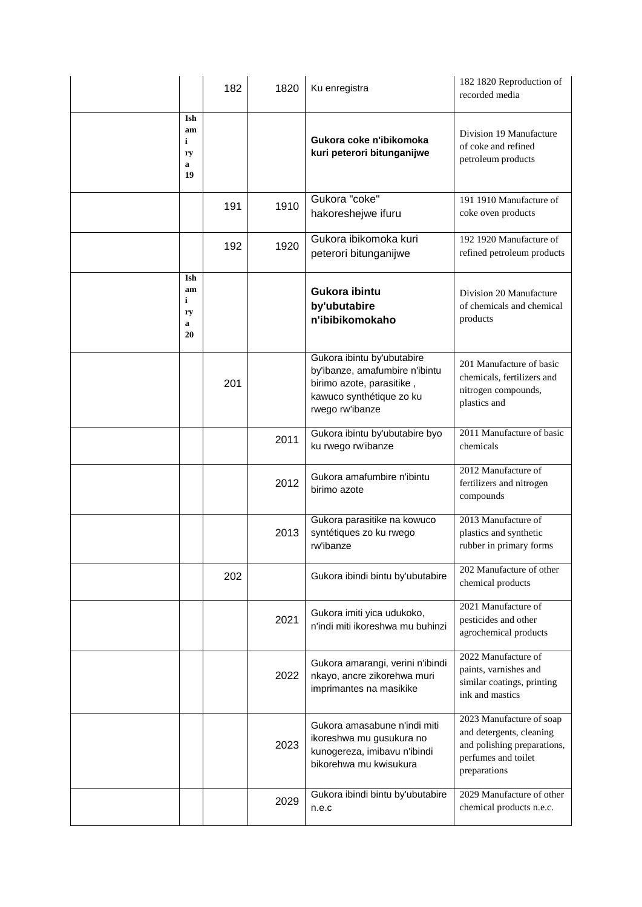| | | | | | |
|---|---|---|---|---|---|
| | | 182 | 1820 | Ku enregistra | 182 1820 Reproduction of recorded media |
| | **Ishamirya 19** | | | **Gukora coke n'ibikomoka kuri peterori bitunganijwe** | Division 19 Manufacture of coke and refined petroleum products |
| | | 191 | 1910 | Gukora "coke" hakoreshejwe ifuru | 191 1910 Manufacture of coke oven products |
| | | 192 | 1920 | Gukora ibikomoka kuri peterori bitunganijwe | 192 1920 Manufacture of refined petroleum products |
| | **Ishamirya 20** | | | **Gukora ibintu by'ubutabire n'ibibikomokaho** | Division 20 Manufacture of chemicals and chemical products |
| | | 201 | | Gukora ibintu by'ubutabire by'ibanze, amafumbire n'ibintu birimo azote, parasitike , kawuco synthétique zo ku rwego rw'ibanze | 201 Manufacture of basic chemicals, fertilizers and nitrogen compounds, plastics and |
| | | | 2011 | Gukora ibintu by'ubutabire byo ku rwego rw'ibanze | 2011 Manufacture of basic chemicals |
| | | | 2012 | Gukora amafumbire n'ibintu birimo azote | 2012 Manufacture of fertilizers and nitrogen compounds |
| | | | 2013 | Gukora parasitike na kowuco syntétiques zo ku rwego rw'ibanze | 2013 Manufacture of plastics and synthetic rubber in primary forms |
| | | 202 | | Gukora ibindi bintu by'ubutabire | 202 Manufacture of other chemical products |
| | | | 2021 | Gukora imiti yica udukoko, n'indi miti ikoreshwa mu buhinzi | 2021 Manufacture of pesticides and other agrochemical products |
| | | | 2022 | Gukora amarangi, verini n'ibindi nkayo, ancre zikorehwa muri imprimantes na masikike | 2022 Manufacture of paints, varnishes and similar coatings, printing ink and mastics |
| | | | 2023 | Gukora amasabune n'indi miti ikoreshwa mu gusukura no kunogereza, imibavu n'ibindi bikorehwa mu kwisukura | 2023 Manufacture of soap and detergents, cleaning and polishing preparations, perfumes and toilet preparations |
| | | | 2029 | Gukora ibindi bintu by'ubutabire n.e.c | 2029 Manufacture of other chemical products n.e.c. |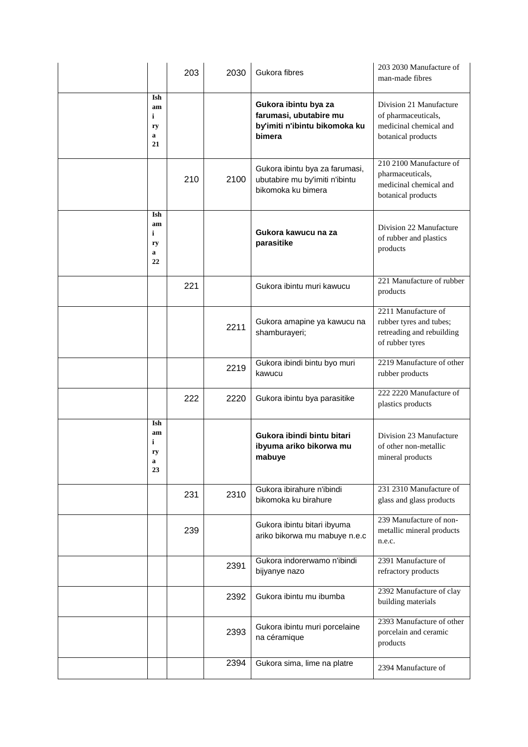| | | | | | |
|---|---|---|---|---|---|
| | | 203 | 2030 | Gukora fibres | 203 2030 Manufacture of man-made fibres |
| | **Ishami rya 21** | | | **Gukora ibintu bya za farumasi, ubutabire mu by'imiti n'ibintu bikomoka ku bimera** | Division 21 Manufacture of pharmaceuticals, medicinal chemical and botanical products |
| | | 210 | 2100 | Gukora ibintu bya za farumasi, ubutabire mu by'imiti n'ibintu bikomoka ku bimera | 210 2100 Manufacture of pharmaceuticals, medicinal chemical and botanical products |
| | **Ishami rya 22** | | | **Gukora kawucu na za parasitike** | Division 22 Manufacture of rubber and plastics products |
| | | 221 | | Gukora ibintu muri kawucu | 221 Manufacture of rubber products |
| | | | 2211 | Gukora amapine ya kawucu na shamburayeri; | 2211 Manufacture of rubber tyres and tubes; retreading and rebuilding of rubber tyres |
| | | | 2219 | Gukora ibindi bintu byo muri kawucu | 2219 Manufacture of other rubber products |
| | | 222 | 2220 | Gukora ibintu bya parasitike | 222 2220 Manufacture of plastics products |
| | **Ishami rya 23** | | | **Gukora ibindi bintu bitari ibyuma ariko bikorwa mu mabuye** | Division 23 Manufacture of other non-metallic mineral products |
| | | 231 | 2310 | Gukora ibirahure n'ibindi bikomoka ku birahure | 231 2310 Manufacture of glass and glass products |
| | | 239 | | Gukora ibintu bitari ibyuma ariko bikorwa mu mabuye n.e.c | 239 Manufacture of non-metallic mineral products n.e.c. |
| | | | 2391 | Gukora indorerwamo n'ibindi bijyanye nazo | 2391 Manufacture of refractory products |
| | | | 2392 | Gukora ibintu mu ibumba | 2392 Manufacture of clay building materials |
| | | | 2393 | Gukora ibintu muri porcelaine na céramique | 2393 Manufacture of other porcelain and ceramic products |
| | | | 2394 | Gukora sima, lime na platre | 2394 Manufacture of |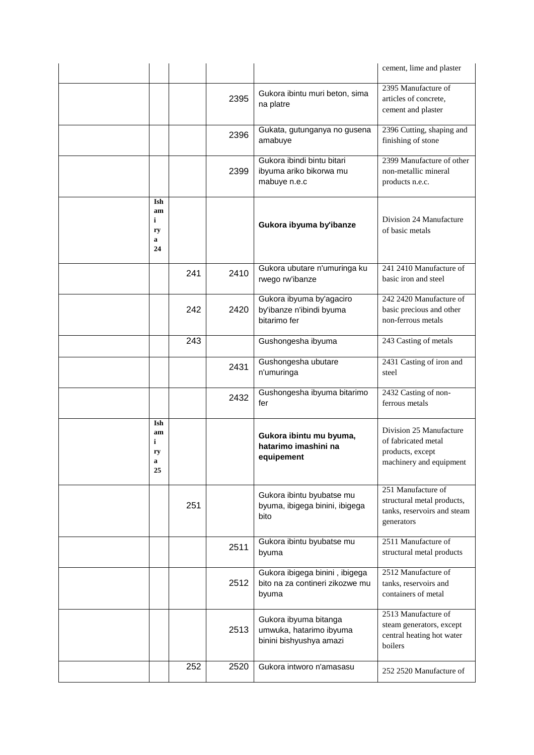| | | | | | |
|---|---|---|---|---|---|
| | | | | | cement, lime and plaster |
| | | | 2395 | Gukora ibintu muri beton, sima na platre | 2395 Manufacture of articles of concrete, cement and plaster |
| | | | 2396 | Gukata, gutunganya no gusena amabuye | 2396 Cutting, shaping and finishing of stone |
| | | | 2399 | Gukora ibindi bintu bitari ibyuma ariko bikorwa mu mabuye n.e.c | 2399 Manufacture of other non-metallic mineral products n.e.c. |
| | **Ishami rya 24** | | | **Gukora ibyuma by'ibanze** | Division 24 Manufacture of basic metals |
| | | 241 | 2410 | Gukora ubutare n'umuringa ku rwego rw'ibanze | 241 2410 Manufacture of basic iron and steel |
| | | 242 | 2420 | Gukora ibyuma by'agaciro by'ibanze n'ibindi byuma bitarimo fer | 242 2420 Manufacture of basic precious and other non-ferrous metals |
| | | 243 | | Gushongesha ibyuma | 243 Casting of metals |
| | | | 2431 | Gushongesha ubutare n'umuringa | 2431 Casting of iron and steel |
| | | | 2432 | Gushongesha ibyuma bitarimo fer | 2432 Casting of non-ferrous metals |
| | **Ishami rya 25** | | | **Gukora ibintu mu byuma, hatarimo imashini na equipement** | Division 25 Manufacture of fabricated metal products, except machinery and equipment |
| | | 251 | | Gukora ibintu byubatse mu byuma, ibigega binini, ibigega bito | 251 Manufacture of structural metal products, tanks, reservoirs and steam generators |
| | | | 2511 | Gukora ibintu byubatse mu byuma | 2511 Manufacture of structural metal products |
| | | | 2512 | Gukora ibigega binini , ibigega bito na za contineri zikozwe mu byuma | 2512 Manufacture of tanks, reservoirs and containers of metal |
| | | | 2513 | Gukora ibyuma bitanga umwuka, hatarimo ibyuma binini bishyushya amazi | 2513 Manufacture of steam generators, except central heating hot water boilers |
| | | 252 | 2520 | Gukora intwaro n'amasasu | 252 2520 Manufacture of |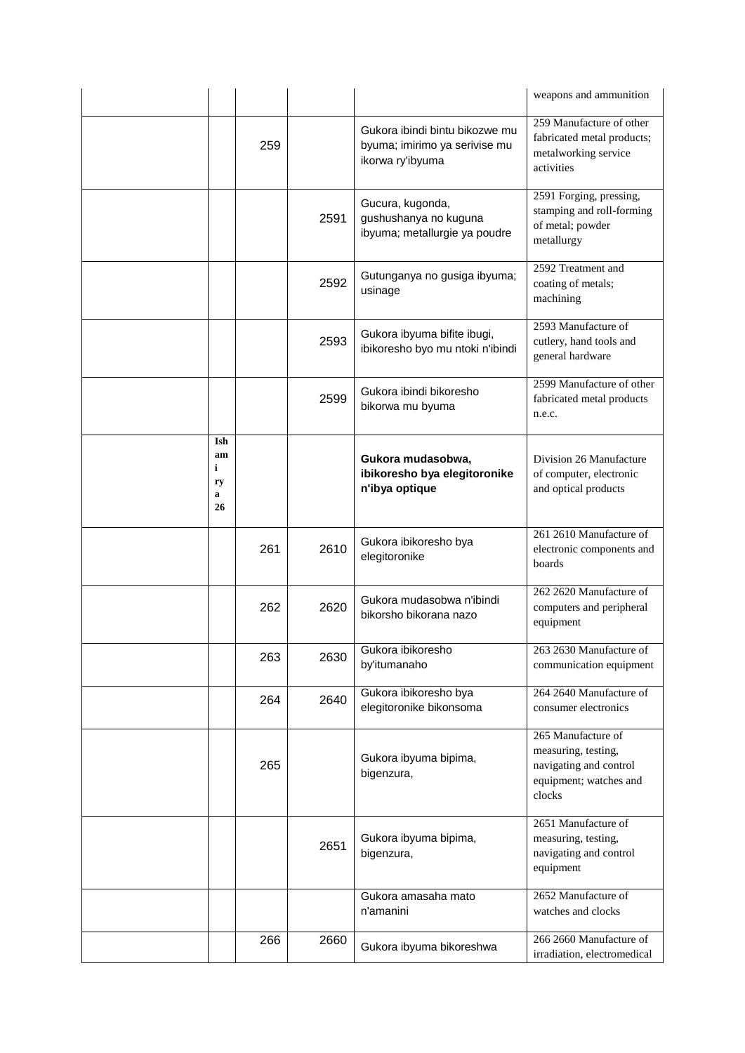| | | | | | |
|---|---|---|---|---|---|
| | | | | | weapons and ammunition |
| | | 259 | | Gukora ibindi bintu bikozwe mu byuma; imirimo ya serivise mu ikorwa ry'ibyuma | 259 Manufacture of other fabricated metal products; metalworking service activities |
| | | | 2591 | Gucura, kugonda, gushushanya no kuguna ibyuma; metallurgie ya poudre | 2591 Forging, pressing, stamping and roll-forming of metal; powder metallurgy |
| | | | 2592 | Gutunganya no gusiga ibyuma; usinage | 2592 Treatment and coating of metals; machining |
| | | | 2593 | Gukora ibyuma bifite ibugi, ibikoresho byo mu ntoki n'ibindi | 2593 Manufacture of cutlery, hand tools and general hardware |
| | | | 2599 | Gukora ibindi bikoresho bikorwa mu byuma | 2599 Manufacture of other fabricated metal products n.e.c. |
| | **Ishami rya 26** | | | **Gukora mudasobwa, ibikoresho bya elegitoronike n'ibya optique** | Division 26 Manufacture of computer, electronic and optical products |
| | | 261 | 2610 | Gukora ibikoresho bya elegitoronike | 261 2610 Manufacture of electronic components and boards |
| | | 262 | 2620 | Gukora mudasobwa n'ibindi bikorsho bikorana nazo | 262 2620 Manufacture of computers and peripheral equipment |
| | | 263 | 2630 | Gukora ibikoresho by'itumanaho | 263 2630 Manufacture of communication equipment |
| | | 264 | 2640 | Gukora ibikoresho bya elegitoronike bikonsoma | 264 2640 Manufacture of consumer electronics |
| | | 265 | | Gukora ibyuma bipima, bigenzura, | 265 Manufacture of measuring, testing, navigating and control equipment; watches and clocks |
| | | | 2651 | Gukora ibyuma bipima, bigenzura, | 2651 Manufacture of measuring, testing, navigating and control equipment |
| | | | | Gukora amasaha mato n'amanini | 2652 Manufacture of watches and clocks |
| | | 266 | 2660 | Gukora ibyuma bikoreshwa | 266 2660 Manufacture of irradiation, electromedical |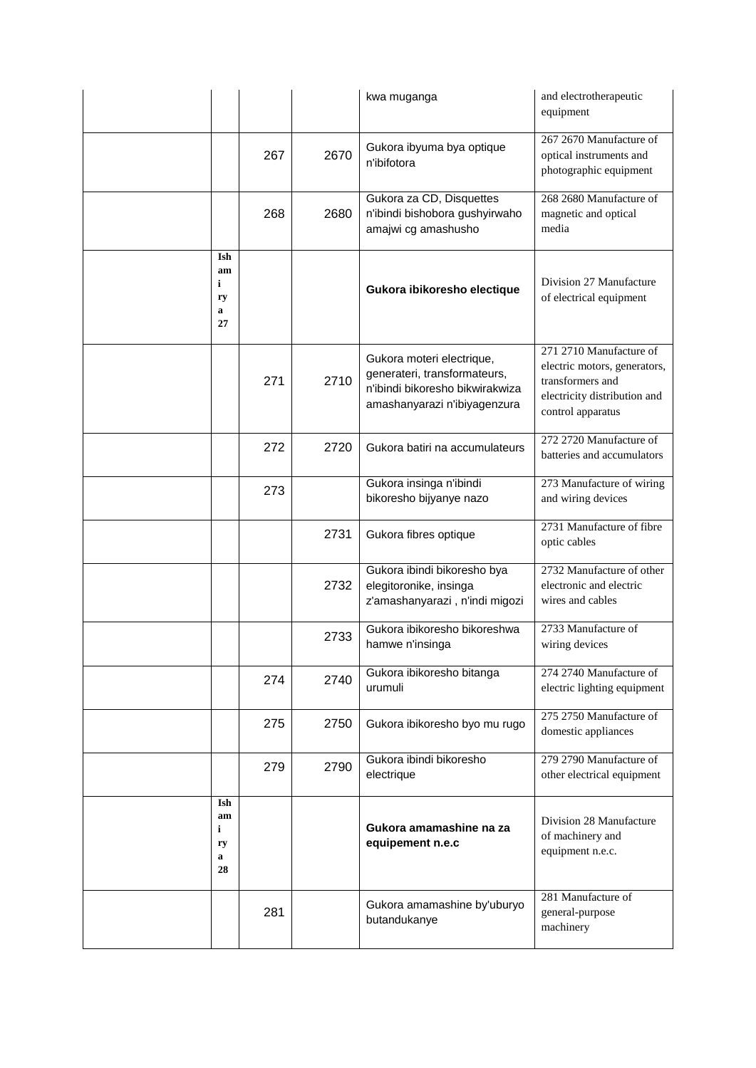| | | | | | |
|---|---|---|---|---|---|
| | | | | kwa muganga | and electrotherapeutic equipment |
| | | 267 | 2670 | Gukora ibyuma bya optique n'ibifotora | 267 2670 Manufacture of optical instruments and photographic equipment |
| | | 268 | 2680 | Gukora za CD, Disquettes n'ibindi bishobora gushyirwaho amajwi cg amashusho | 268 2680 Manufacture of magnetic and optical media |
| | **Ishami rya 27** | | | **Gukora ibikoresho electique** | Division 27 Manufacture of electrical equipment |
| | | 271 | 2710 | Gukora moteri electrique, generateri, transformateurs, n'ibindi bikoresho bikwirakwiza amashanyarazi n'ibiyagenzura | 271 2710 Manufacture of electric motors, generators, transformers and electricity distribution and control apparatus |
| | | 272 | 2720 | Gukora batiri na accumulateurs | 272 2720 Manufacture of batteries and accumulators |
| | | 273 | | Gukora insinga n'ibindi bikoresho bijyanye nazo | 273 Manufacture of wiring and wiring devices |
| | | | 2731 | Gukora fibres optique | 2731 Manufacture of fibre optic cables |
| | | | 2732 | Gukora ibindi bikoresho bya elegitoronike, insinga z'amashanyarazi , n'indi migozi | 2732 Manufacture of other electronic and electric wires and cables |
| | | | 2733 | Gukora ibikoresho bikoreshwa hamwe n'insinga | 2733 Manufacture of wiring devices |
| | | 274 | 2740 | Gukora ibikoresho bitanga urumuli | 274 2740 Manufacture of electric lighting equipment |
| | | 275 | 2750 | Gukora ibikoresho byo mu rugo | 275 2750 Manufacture of domestic appliances |
| | | 279 | 2790 | Gukora ibindi bikoresho electrique | 279 2790 Manufacture of other electrical equipment |
| | **Ishami rya 28** | | | **Gukora amamashine na za equipement n.e.c** | Division 28 Manufacture of machinery and equipment n.e.c. |
| | | 281 | | Gukora amamashine by'uburyo butandukanye | 281 Manufacture of general-purpose machinery |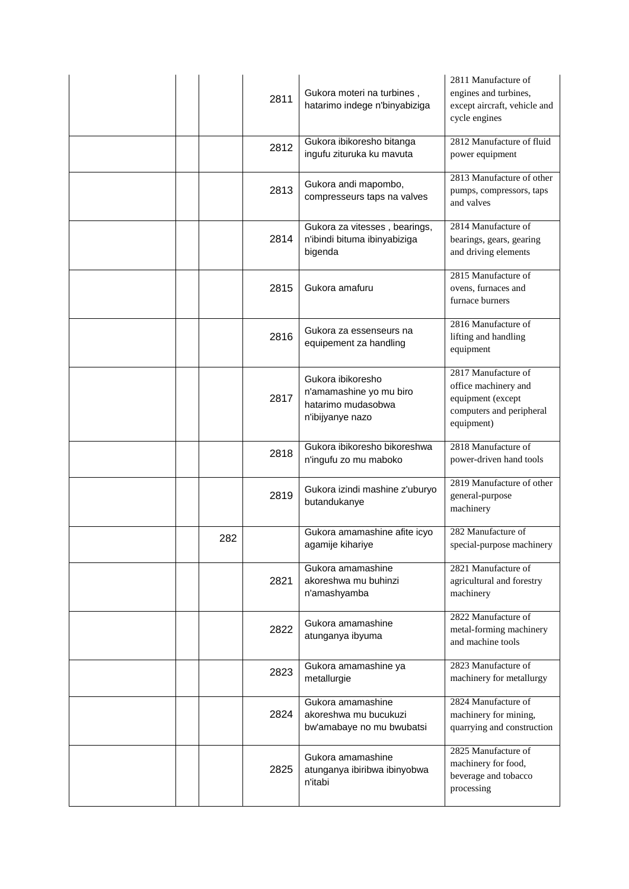| | | | | | |
|---|---|---|---|---|---|
| | | | 2811 | Gukora moteri na turbines , hatarimo indege n'binyabiziga | 2811 Manufacture of engines and turbines, except aircraft, vehicle and cycle engines |
| | | | 2812 | Gukora ibikoresho bitanga ingufu zituruka ku mavuta | 2812 Manufacture of fluid power equipment |
| | | | 2813 | Gukora andi mapombo, compresseurs taps na valves | 2813 Manufacture of other pumps, compressors, taps and valves |
| | | | 2814 | Gukora za vitesses , bearings, n'ibindi bituma ibinyabiziga bigenda | 2814 Manufacture of bearings, gears, gearing and driving elements |
| | | | 2815 | Gukora amafuru | 2815 Manufacture of ovens, furnaces and furnace burners |
| | | | 2816 | Gukora za essenseurs na equipement za handling | 2816 Manufacture of lifting and handling equipment |
| | | | 2817 | Gukora ibikoresho n'amamashine yo mu biro hatarimo mudasobwa n'ibijyanye nazo | 2817 Manufacture of office machinery and equipment (except computers and peripheral equipment) |
| | | | 2818 | Gukora ibikoresho bikoreshwa n'ingufu zo mu maboko | 2818 Manufacture of power-driven hand tools |
| | | | 2819 | Gukora izindi mashine z'uburyo butandukanye | 2819 Manufacture of other general-purpose machinery |
| | | 282 | | Gukora amamashine afite icyo agamije kihariye | 282 Manufacture of special-purpose machinery |
| | | | 2821 | Gukora amamashine akoreshwa mu buhinzi n'amashyamba | 2821 Manufacture of agricultural and forestry machinery |
| | | | 2822 | Gukora amamashine atunganya ibyuma | 2822 Manufacture of metal-forming machinery and machine tools |
| | | | 2823 | Gukora amamashine ya metallurgie | 2823 Manufacture of machinery for metallurgy |
| | | | 2824 | Gukora amamashine akoreshwa mu bucukuzi bw'amabaye no mu bwubatsi | 2824 Manufacture of machinery for mining, quarrying and construction |
| | | | 2825 | Gukora amamashine atunganya ibiribwa ibinyobwa n'itabi | 2825 Manufacture of machinery for food, beverage and tobacco processing |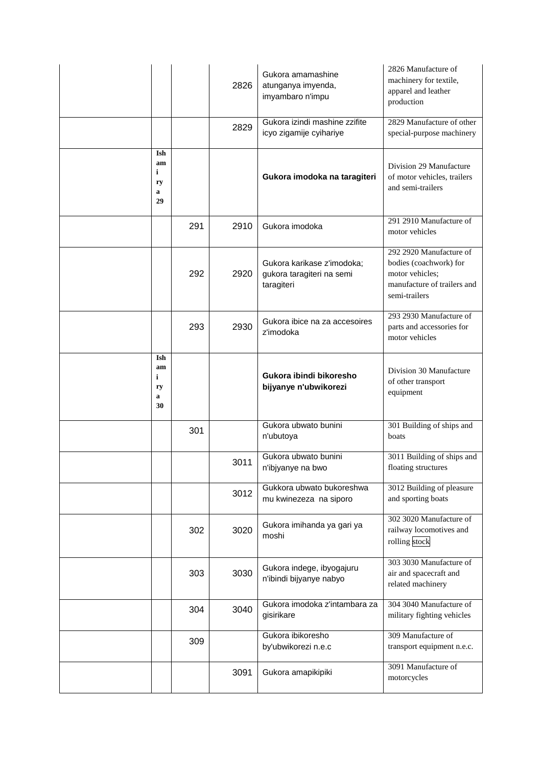| | | | | | |
|---|---|---|---|---|---|
| | | | 2826 | Gukora amamashine atunganya imyenda, imyambaro n'impu | 2826 Manufacture of machinery for textile, apparel and leather production |
| | | | 2829 | Gukora izindi mashine zzifite icyo zigamije cyihariye | 2829 Manufacture of other special-purpose machinery |
| | **Ishami rya 29** | | | **Gukora imodoka na taragiteri** | Division 29 Manufacture of motor vehicles, trailers and semi-trailers |
| | | 291 | 2910 | Gukora imodoka | 291 2910 Manufacture of motor vehicles |
| | | 292 | 2920 | Gukora karikase z'imodoka; gukora taragiteri na semi taragiteri | 292 2920 Manufacture of bodies (coachwork) for motor vehicles; manufacture of trailers and semi-trailers |
| | | 293 | 2930 | Gukora ibice na za accesoires z'imodoka | 293 2930 Manufacture of parts and accessories for motor vehicles |
| | **Ishami rya 30** | | | **Gukora ibindi bikoresho bijyanye n'ubwikorezi** | Division 30 Manufacture of other transport equipment |
| | | 301 | | Gukora ubwato bunini n'ubutoya | 301 Building of ships and boats |
| | | | 3011 | Gukora ubwato bunini n'ibjyanye na bwo | 3011 Building of ships and floating structures |
| | | | 3012 | Gukkora ubwato bukoreshwa mu kwinezeza na siporo | 3012 Building of pleasure and sporting boats |
| | | 302 | 3020 | Gukora imihanda ya gari ya moshi | 302 3020 Manufacture of railway locomotives and rolling stock |
| | | 303 | 3030 | Gukora indege, ibyogajuru n'ibindi bijyanye nabyo | 303 3030 Manufacture of air and spacecraft and related machinery |
| | | 304 | 3040 | Gukora imodoka z'intambara za gisirikare | 304 3040 Manufacture of military fighting vehicles |
| | | 309 | | Gukora ibikoresho by'ubwikorezi n.e.c | 309 Manufacture of transport equipment n.e.c. |
| | | | 3091 | Gukora amapikipiki | 3091 Manufacture of motorcycles |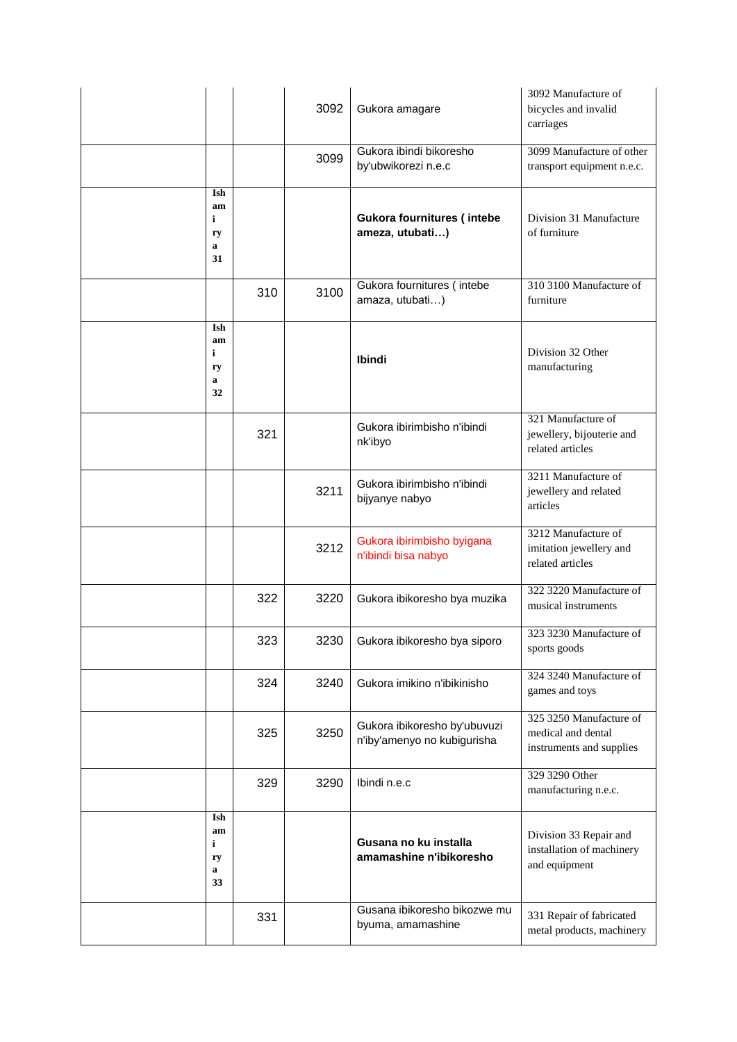|  |  |  |  |  |  |
|---|---|---|---|---|---|
|  |  |  | 3092 | Gukora amagare | 3092 Manufacture of bicycles and invalid carriages |
|  |  |  | 3099 | Gukora ibindi bikoresho by'ubwikorezi n.e.c | 3099 Manufacture of other transport equipment n.e.c. |
|  | **Ishamiry a 31** |  |  | **Gukora fournitures ( intebe ameza, utubati…)** | Division 31 Manufacture of furniture |
|  |  | 310 | 3100 | Gukora fournitures ( intebe amaza, utubati…) | 310 3100 Manufacture of furniture |
|  | **Ishamiry a 32** |  |  | **Ibindi** | Division 32 Other manufacturing |
|  |  | 321 |  | Gukora ibirimbisho n'ibindi nk'ibyo | 321 Manufacture of jewellery, bijouterie and related articles |
|  |  |  | 3211 | Gukora ibirimbisho n'ibindi bijyanye nabyo | 3211 Manufacture of jewellery and related articles |
|  |  |  | 3212 | Gukora ibirimbisho byigana n'ibindi bisa nabyo | 3212 Manufacture of imitation jewellery and related articles |
|  |  | 322 | 3220 | Gukora ibikoresho bya muzika | 322 3220 Manufacture of musical instruments |
|  |  | 323 | 3230 | Gukora ibikoresho bya siporo | 323 3230 Manufacture of sports goods |
|  |  | 324 | 3240 | Gukora imikino n'ibikinisho | 324 3240 Manufacture of games and toys |
|  |  | 325 | 3250 | Gukora ibikoresho by'ubuvuzi n'iby'amenyo no kubigurisha | 325 3250 Manufacture of medical and dental instruments and supplies |
|  |  | 329 | 3290 | Ibindi n.e.c | 329 3290 Other manufacturing n.e.c. |
|  | **Ishamiry a 33** |  |  | **Gusana no ku installa amamashine n'ibikoresho** | Division 33 Repair and installation of machinery and equipment |
|  |  | 331 |  | Gusana ibikoresho bikozwe mu byuma, amamashine | 331 Repair of fabricated metal products, machinery |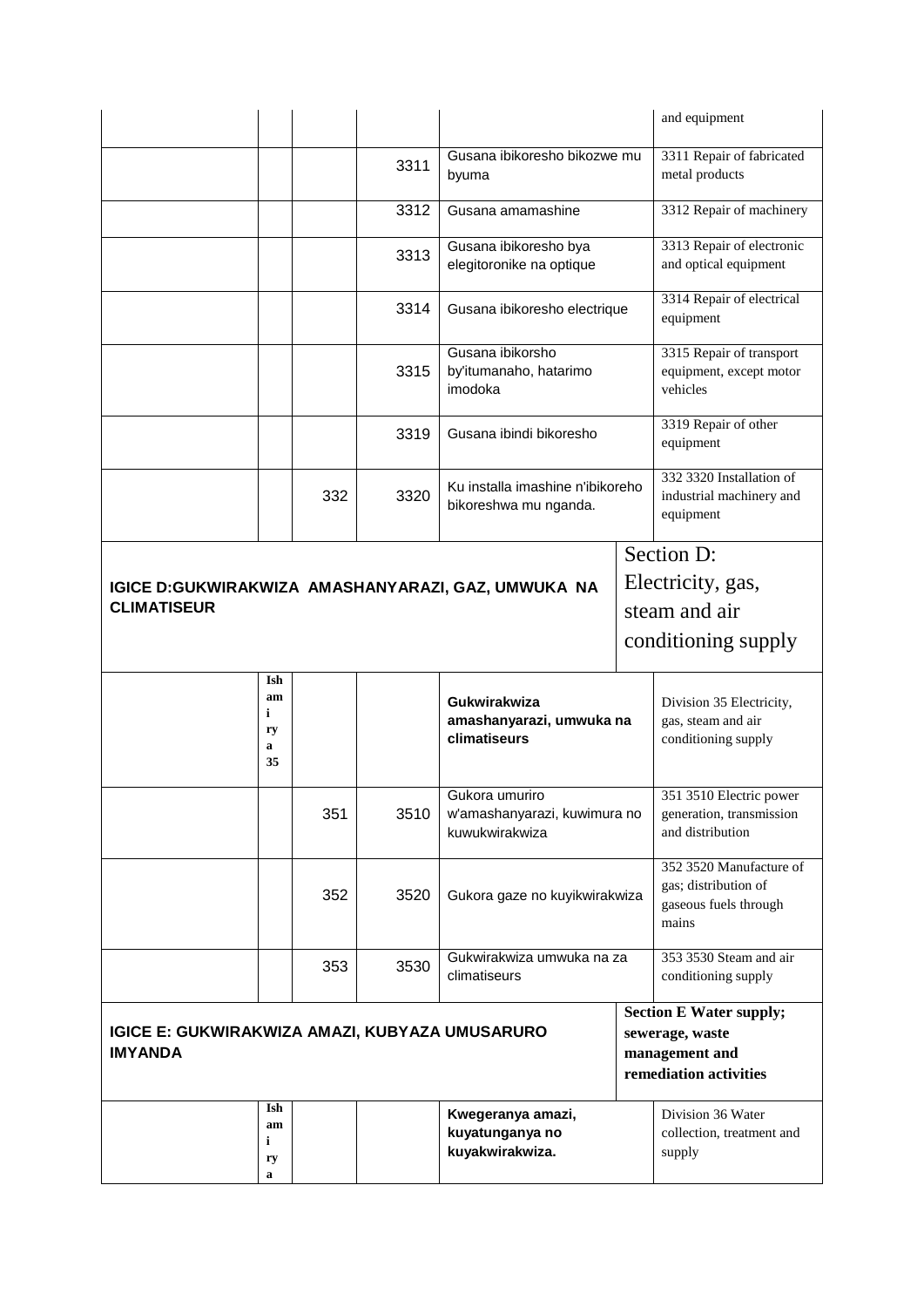|  |  |  |  |  | and equipment |
|---|---|---|---|---|---|
|  |  |  | 3311 | Gusana ibikoresho bikozwe mu byuma | 3311 Repair of fabricated metal products |
|  |  |  | 3312 | Gusana amamashine | 3312 Repair of machinery |
|  |  |  | 3313 | Gusana ibikoresho bya elegitoronike na optique | 3313 Repair of electronic and optical equipment |
|  |  |  | 3314 | Gusana ibikoresho electrique | 3314 Repair of electrical equipment |
|  |  |  | 3315 | Gusana ibikorsho by'itumanaho, hatarimo imodoka | 3315 Repair of transport equipment, except motor vehicles |
|  |  |  | 3319 | Gusana ibindi bikoresho | 3319 Repair of other equipment |
|  |  | 332 | 3320 | Ku installa imashine n'ibikoreho bikoreshwa mu nganda. | 332 3320 Installation of industrial machinery and equipment |
| **IGICE D:GUKWIRAKWIZA AMASHANYARAZI, GAZ, UMWUKA NA CLIMATISEUR** |  |  |  |  | Section D: Electricity, gas, steam and air conditioning supply |
|  | **Ishamiry a 35** |  |  | **Gukwirakwiza amashanyarazi, umwuka na climatiseurs** | Division 35 Electricity, gas, steam and air conditioning supply |
|  |  | 351 | 3510 | Gukora umuriro w'amashanyarazi, kuwimura no kuwukwirakwiza | 351 3510 Electric power generation, transmission and distribution |
|  |  | 352 | 3520 | Gukora gaze no kuyikwirakwiza | 352 3520 Manufacture of gas; distribution of gaseous fuels through mains |
|  |  | 353 | 3530 | Gukwirakwiza umwuka na za climatiseurs | 353 3530 Steam and air conditioning supply |
| **IGICE E: GUKWIRAKWIZA AMAZI, KUBYAZA UMUSARURO IMYANDA** |  |  |  |  | **Section E Water supply; sewerage, waste management and remediation activities** |
|  | **Ishamiry a** |  |  | **Kwegeranya amazi, kuyatunganya no kuyakwirakwiza.** | Division 36 Water collection, treatment and supply |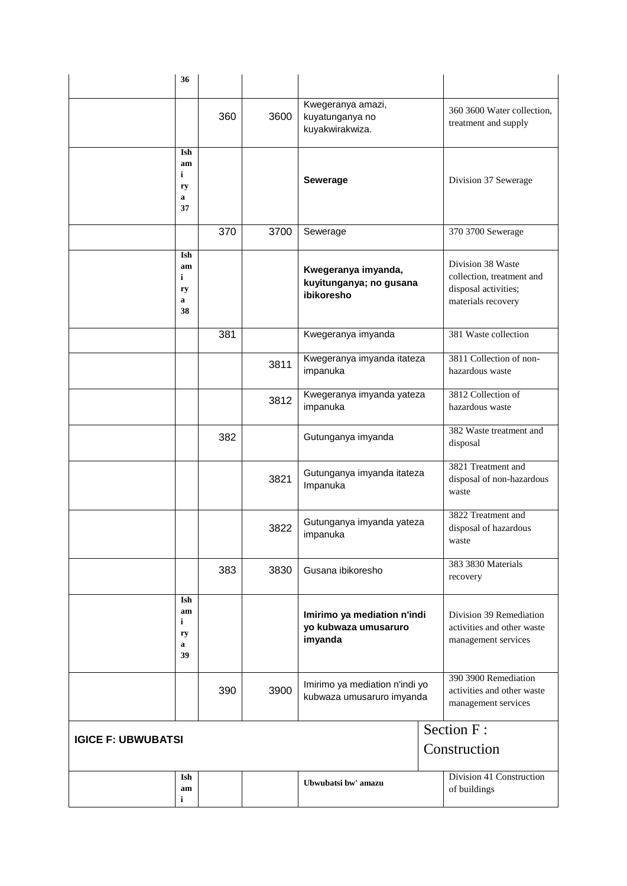| | 36 | | | | |
|---|---|---|---|---|---|
| | | 360 | 3600 | Kwegeranya amazi, kuyatunganya no kuyakwirakwiza. | 360 3600 Water collection, treatment and supply |
| | Ishami rya 37 | | | **Sewerage** | Division 37 Sewerage |
| | | 370 | 3700 | Sewerage | 370 3700 Sewerage |
| | Ishami rya 38 | | | **Kwegeranya imyanda, kuyitunganya; no gusana ibikoresho** | Division 38 Waste collection, treatment and disposal activities; materials recovery |
| | | 381 | | Kwegeranya imyanda | 381 Waste collection |
| | | | 3811 | Kwegeranya imyanda itateza impanuka | 3811 Collection of non-hazardous waste |
| | | | 3812 | Kwegeranya imyanda yateza impanuka | 3812 Collection of hazardous waste |
| | | 382 | | Gutunganya imyanda | 382 Waste treatment and disposal |
| | | | 3821 | Gutunganya imyanda itateza Impanuka | 3821 Treatment and disposal of non-hazardous waste |
| | | | 3822 | Gutunganya imyanda yateza impanuka | 3822 Treatment and disposal of hazardous waste |
| | | 383 | 3830 | Gusana ibikoresho | 383 3830 Materials recovery |
| | Ishami rya 39 | | | **Imirimo ya mediation n'indi yo kubwaza umusaruro imyanda** | Division 39 Remediation activities and other waste management services |
| | | 390 | 3900 | Imirimo ya mediation n'indi yo kubwaza umusaruro imyanda | 390 3900 Remediation activities and other waste management services |
| **IGICE F: UBWUBATSI** | | | | | Section F : Construction |
| | Ishami | | | **Ubwubatsi bw' amazu** | Division 41 Construction of buildings |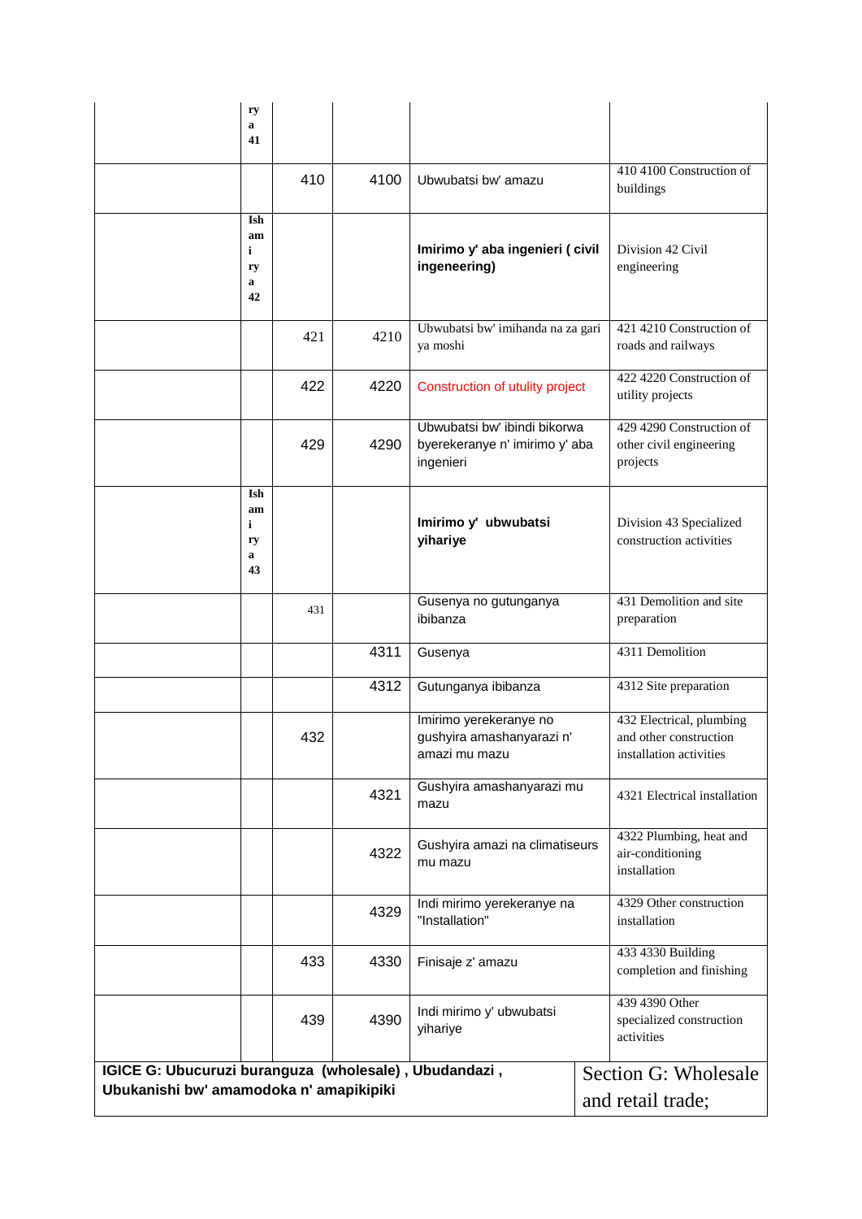| | | | | | |
|---|---|---|---|---|---|
| | rya 41 | | | | |
| | | 410 | 4100 | Ubwubatsi bw' amazu | 410 4100 Construction of buildings |
| | Ishamiry a 42 | | | **Imirimo y' aba ingenieri ( civil ingeneering)** | Division 42 Civil engineering |
| | | 421 | 4210 | Ubwubatsi bw' imihanda na za gari ya moshi | 421 4210 Construction of roads and railways |
| | | 422 | 4220 | Construction of utulity project | 422 4220 Construction of utility projects |
| | | 429 | 4290 | Ubwubatsi bw' ibindi bikorwa byerekeranye n' imirimo y' aba ingenieri | 429 4290 Construction of other civil engineering projects |
| | Ishamiry a 43 | | | **Imirimo y' ubwubatsi yihariye** | Division 43 Specialized construction activities |
| | | 431 | | Gusenya no gutunganya ibibanza | 431 Demolition and site preparation |
| | | | 4311 | Gusenya | 4311 Demolition |
| | | | 4312 | Gutunganya ibibanza | 4312 Site preparation |
| | | 432 | | Imirimo yerekeranye no gushyira amashanyarazi n' amazi mu mazu | 432 Electrical, plumbing and other construction installation activities |
| | | | 4321 | Gushyira amashanyarazi mu mazu | 4321 Electrical installation |
| | | | 4322 | Gushyira amazi na climatiseurs mu mazu | 4322 Plumbing, heat and air-conditioning installation |
| | | | 4329 | Indi mirimo yerekeranye na "Installation" | 4329 Other construction installation |
| | | 433 | 4330 | Finisaje z' amazu | 433 4330 Building completion and finishing |
| | | 439 | 4390 | Indi mirimo y' ubwubatsi yihariye | 439 4390 Other specialized construction activities |
| **IGICE G: Ubucuruzi buranguza (wholesale) , Ubudandazi , Ubukanishi bw' amamodoka n' amapikipiki** | | | | | Section G: Wholesale and retail trade; |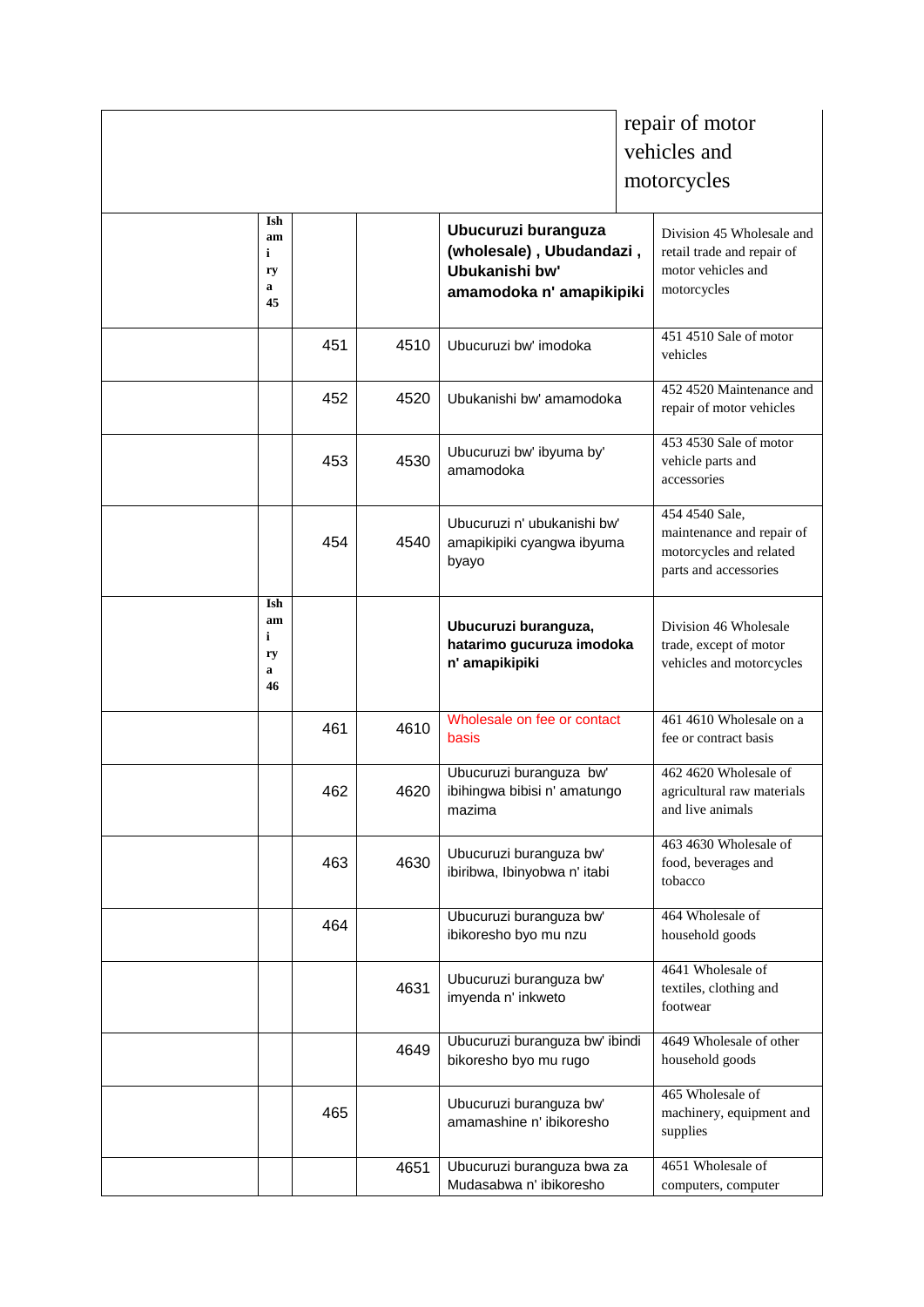| | | | | |
|---|---|---|---|---|
| | | | | repair of motor vehicles and motorcycles |
| Ishamirya 45 | | | **Ubucuruzi buranguza (wholesale) , Ubudandazi , Ubukanishi bw' amamodoka n' amapikipiki** | Division 45 Wholesale and retail trade and repair of motor vehicles and motorcycles |
| | 451 | 4510 | Ubucuruzi bw' imodoka | 451 4510 Sale of motor vehicles |
| | 452 | 4520 | Ubukanishi bw' amamodoka | 452 4520 Maintenance and repair of motor vehicles |
| | 453 | 4530 | Ubucuruzi bw' ibyuma by' amamodoka | 453 4530 Sale of motor vehicle parts and accessories |
| | 454 | 4540 | Ubucuruzi n' ubukanishi bw' amapikipiki cyangwa ibyuma byayo | 454 4540 Sale, maintenance and repair of motorcycles and related parts and accessories |
| Ishamirya 46 | | | **Ubucuruzi buranguza, hatarimo gucuruza imodoka n' amapikipiki** | Division 46 Wholesale trade, except of motor vehicles and motorcycles |
| | 461 | 4610 | Wholesale on fee or contact basis | 461 4610 Wholesale on a fee or contract basis |
| | 462 | 4620 | Ubucuruzi buranguza bw' ibihingwa bibisi n' amatungo mazima | 462 4620 Wholesale of agricultural raw materials and live animals |
| | 463 | 4630 | Ubucuruzi buranguza bw' ibiribwa, Ibinyobwa n' itabi | 463 4630 Wholesale of food, beverages and tobacco |
| | 464 | | Ubucuruzi buranguza bw' ibikoresho byo mu nzu | 464 Wholesale of household goods |
| | | 4631 | Ubucuruzi buranguza bw' imyenda n' inkweto | 4641 Wholesale of textiles, clothing and footwear |
| | | 4649 | Ubucuruzi buranguza bw' ibindi bikoresho byo mu rugo | 4649 Wholesale of other household goods |
| | 465 | | Ubucuruzi buranguza bw' amamashine n' ibikoresho | 465 Wholesale of machinery, equipment and supplies |
| | | 4651 | Ubucuruzi buranguza bwa za Mudasabwa n' ibikoresho | 4651 Wholesale of computers, computer |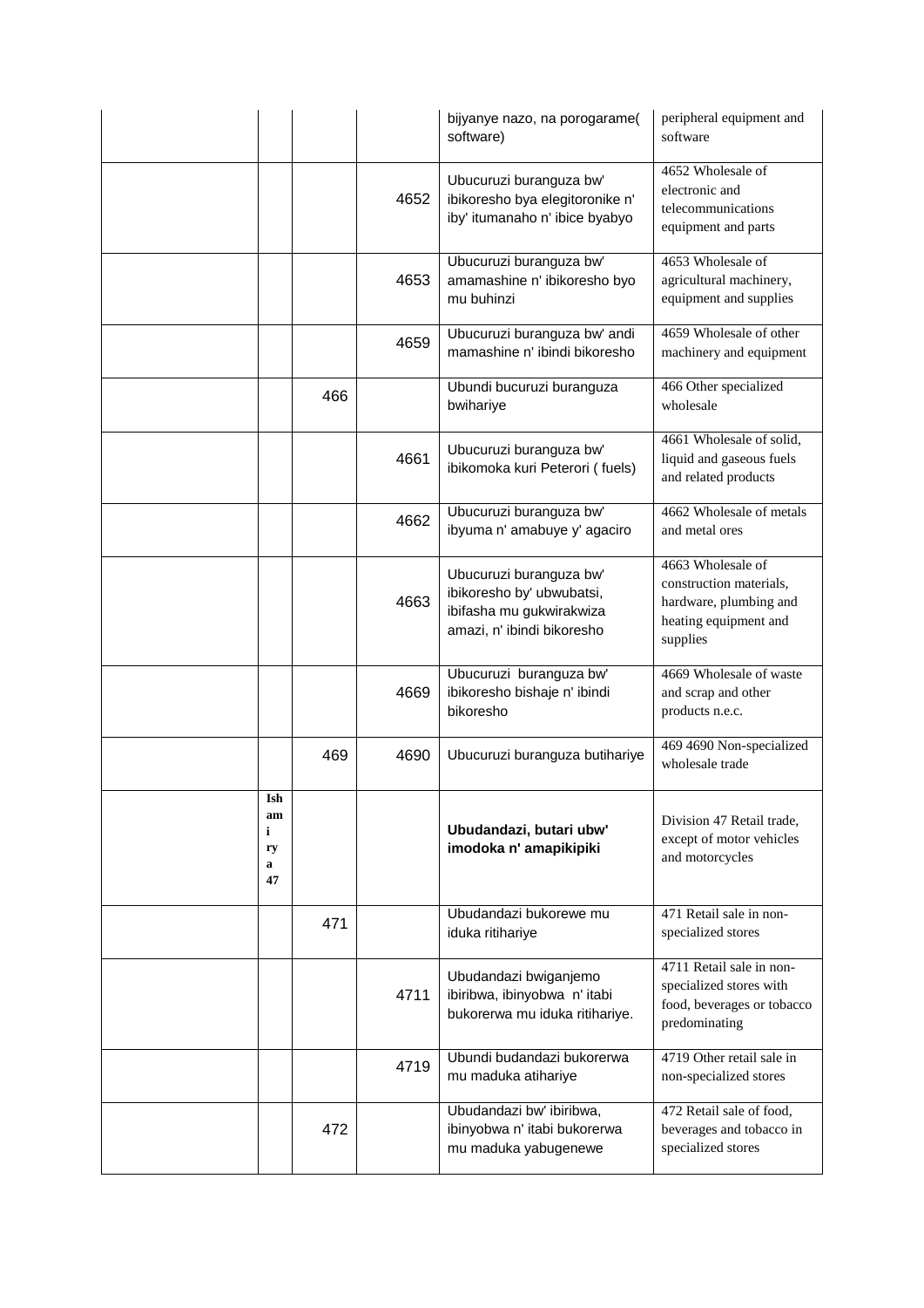|  |  |  |  | bijyanye nazo, na porogarame( software) | peripheral equipment and software |
|---|---|---|---|---|---|
|  |  |  | 4652 | Ubucuruzi buranguza bw' ibikoresho bya elegitoronike n' iby' itumanaho n' ibice byabyo | 4652 Wholesale of electronic and telecommunications equipment and parts |
|  |  |  | 4653 | Ubucuruzi buranguza bw' amamashine n' ibikoresho byo mu buhinzi | 4653 Wholesale of agricultural machinery, equipment and supplies |
|  |  |  | 4659 | Ubucuruzi buranguza bw' andi mamashine n' ibindi bikoresho | 4659 Wholesale of other machinery and equipment |
|  |  | 466 |  | Ubundi bucuruzi buranguza bwihariye | 466 Other specialized wholesale |
|  |  |  | 4661 | Ubucuruzi buranguza bw' ibikomoka kuri Peterori ( fuels) | 4661 Wholesale of solid, liquid and gaseous fuels and related products |
|  |  |  | 4662 | Ubucuruzi buranguza bw' ibyuma n' amabuye y' agaciro | 4662 Wholesale of metals and metal ores |
|  |  |  | 4663 | Ubucuruzi buranguza bw' ibikoresho by' ubwubatsi, ibifasha mu gukwirakwiza amazi, n' ibindi bikoresho | 4663 Wholesale of construction materials, hardware, plumbing and heating equipment and supplies |
|  |  |  | 4669 | Ubucuruzi buranguza bw' ibikoresho bishaje n' ibindi bikoresho | 4669 Wholesale of waste and scrap and other products n.e.c. |
|  |  | 469 | 4690 | Ubucuruzi buranguza butihariye | 469 4690 Non-specialized wholesale trade |
|  | **Ishami rya 47** |  |  | **Ubudandazi, butari ubw' imodoka n' amapikipiki** | Division 47 Retail trade, except of motor vehicles and motorcycles |
|  |  | 471 |  | Ubudandazi bukorewe mu iduka ritihariye | 471 Retail sale in non-specialized stores |
|  |  |  | 4711 | Ubudandazi bwiganjemo ibiribwa, ibinyobwa n' itabi bukorerwa mu iduka ritihariye. | 4711 Retail sale in non-specialized stores with food, beverages or tobacco predominating |
|  |  |  | 4719 | Ubundi budandazi bukorerwa mu maduka atihariye | 4719 Other retail sale in non-specialized stores |
|  |  | 472 |  | Ubudandazi bw' ibiribwa, ibinyobwa n' itabi bukorerwa mu maduka yabugenewe | 472 Retail sale of food, beverages and tobacco in specialized stores |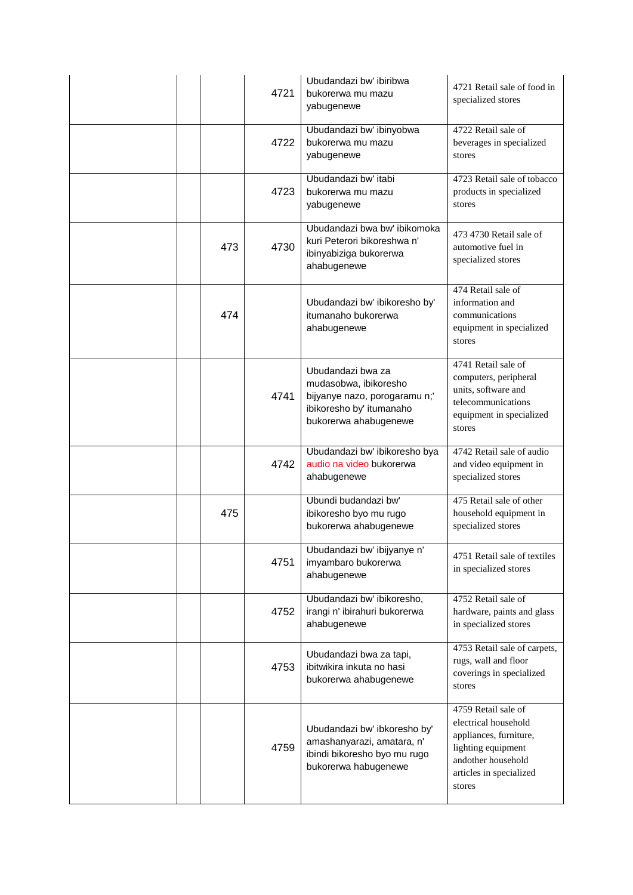|  |  |  |  |  |
|---|---|---|---|---|
|  |  | 4721 | Ubudandazi bw' ibiribwa bukorerwa mu mazu yabugenewe | 4721 Retail sale of food in specialized stores |
|  |  | 4722 | Ubudandazi bw' ibinyobwa bukorerwa mu mazu yabugenewe | 4722 Retail sale of beverages in specialized stores |
|  |  | 4723 | Ubudandazi bw' itabi bukorerwa mu mazu yabugenewe | 4723 Retail sale of tobacco products in specialized stores |
|  | 473 | 4730 | Ubudandazi bwa bw' ibikomoka kuri Peterori bikoreshwa n' ibinyabiziga bukorerwa ahabugenewe | 473 4730 Retail sale of automotive fuel in specialized stores |
|  | 474 |  | Ubudandazi bw' ibikoresho by' itumanaho bukorerwa ahabugenewe | 474 Retail sale of information and communications equipment in specialized stores |
|  |  | 4741 | Ubudandazi bwa za mudasobwa, ibikoresho bijyanye nazo, porogaramu n;' ibikoresho by' itumanaho bukorerwa ahabugenewe | 4741 Retail sale of computers, peripheral units, software and telecommunications equipment in specialized stores |
|  |  | 4742 | Ubudandazi bw' ibikoresho bya audio na video bukorerwa ahabugenewe | 4742 Retail sale of audio and video equipment in specialized stores |
|  | 475 |  | Ubundi budandazi bw' ibikoresho byo mu rugo bukorerwa ahabugenewe | 475 Retail sale of other household equipment in specialized stores |
|  |  | 4751 | Ubudandazi bw' ibijyanye n' imyambaro bukorerwa ahabugenewe | 4751 Retail sale of textiles in specialized stores |
|  |  | 4752 | Ubudandazi bw' ibikoresho, irangi n' ibirahuri bukorerwa ahabugenewe | 4752 Retail sale of hardware, paints and glass in specialized stores |
|  |  | 4753 | Ubudandazi bwa za tapi, ibitwikira inkuta no hasi bukorerwa ahabugenewe | 4753 Retail sale of carpets, rugs, wall and floor coverings in specialized stores |
|  |  | 4759 | Ubudandazi bw' ibkoresho by' amashanyarazi, amatara, n' ibindi bikoresho byo mu rugo bukorerwa habugenewe | 4759 Retail sale of electrical household appliances, furniture, lighting equipment andother household articles in specialized stores |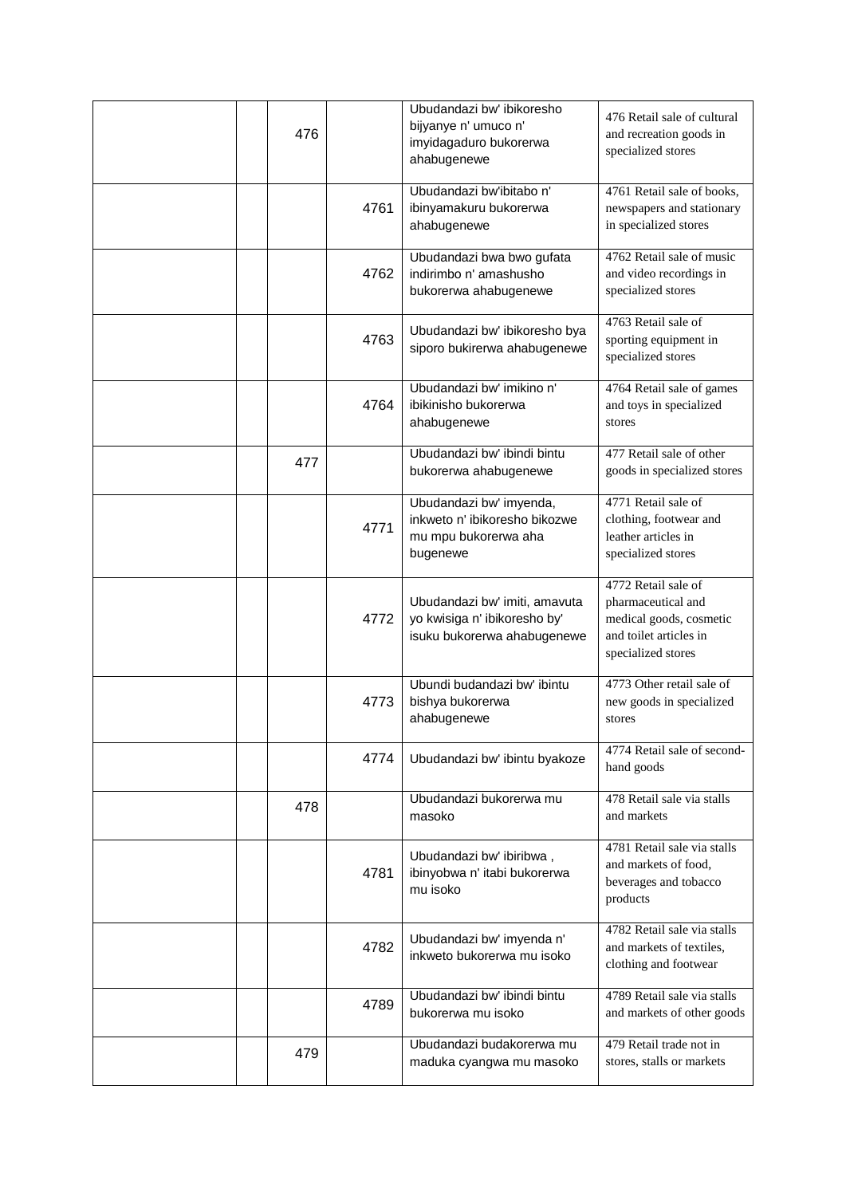|  |  |  |  |  |  |
|---|---|---|---|---|---|
|  |  | 476 |  | Ubudandazi bw' ibikoresho bijyanye n' umuco n' imyidagaduro bukorerwa ahabugenewe | 476 Retail sale of cultural and recreation goods in specialized stores |
|  |  |  | 4761 | Ubudandazi bw'ibitabo n' ibinyamakuru bukorerwa ahabugenewe | 4761 Retail sale of books, newspapers and stationary in specialized stores |
|  |  |  | 4762 | Ubudandazi bwa bwo gufata indirimbo n' amashusho bukorerwa ahabugenewe | 4762 Retail sale of music and video recordings in specialized stores |
|  |  |  | 4763 | Ubudandazi bw' ibikoresho bya siporo bukirerwa ahabugenewe | 4763 Retail sale of sporting equipment in specialized stores |
|  |  |  | 4764 | Ubudandazi bw' imikino n' ibikinisho bukorerwa ahabugenewe | 4764 Retail sale of games and toys in specialized stores |
|  |  | 477 |  | Ubudandazi bw' ibindi bintu bukorerwa ahabugenewe | 477 Retail sale of other goods in specialized stores |
|  |  |  | 4771 | Ubudandazi bw' imyenda, inkweto n' ibikoresho bikozwe mu mpu bukorerwa aha bugenewe | 4771 Retail sale of clothing, footwear and leather articles in specialized stores |
|  |  |  | 4772 | Ubudandazi bw' imiti, amavuta yo kwisiga n' ibikoresho by' isuku bukorerwa ahabugenewe | 4772 Retail sale of pharmaceutical and medical goods, cosmetic and toilet articles in specialized stores |
|  |  |  | 4773 | Ubundi budandazi bw' ibintu bishya bukorerwa ahabugenewe | 4773 Other retail sale of new goods in specialized stores |
|  |  |  | 4774 | Ubudandazi bw' ibintu byakoze | 4774 Retail sale of second-hand goods |
|  |  | 478 |  | Ubudandazi bukorerwa mu masoko | 478 Retail sale via stalls and markets |
|  |  |  | 4781 | Ubudandazi bw' ibiribwa , ibinyobwa n' itabi bukorerwa mu isoko | 4781 Retail sale via stalls and markets of food, beverages and tobacco products |
|  |  |  | 4782 | Ubudandazi bw' imyenda n' inkweto bukorerwa mu isoko | 4782 Retail sale via stalls and markets of textiles, clothing and footwear |
|  |  |  | 4789 | Ubudandazi bw' ibindi bintu bukorerwa mu isoko | 4789 Retail sale via stalls and markets of other goods |
|  |  | 479 |  | Ubudandazi budakorerwa mu maduka cyangwa mu masoko | 479 Retail trade not in stores, stalls or markets |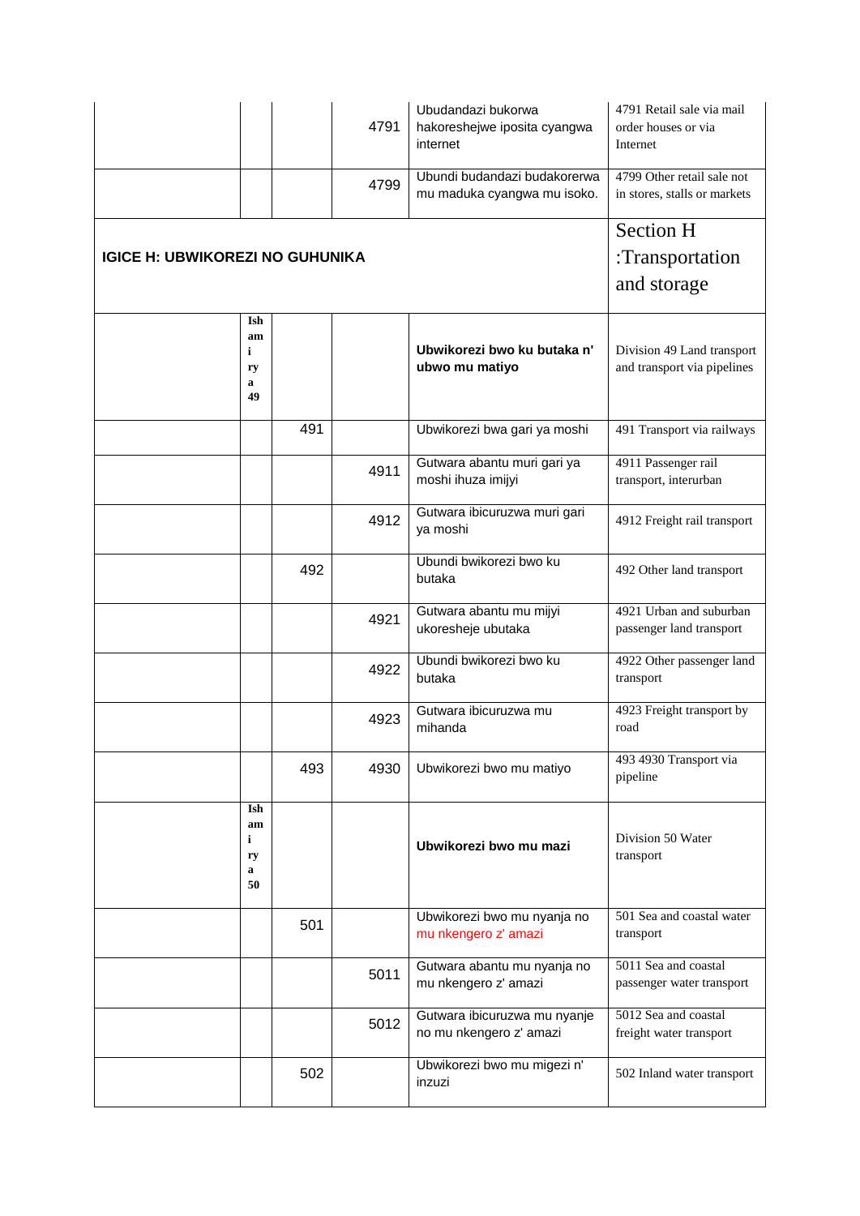| | | | | | |
|---|---|---|---|---|---|
| | | | 4791 | Ubudandazi bukorwa hakoreshejwe iposita cyangwa internet | 4791 Retail sale via mail order houses or via Internet |
| | | | 4799 | Ubundi budandazi budakorerwa mu maduka cyangwa mu isoko. | 4799 Other retail sale not in stores, stalls or markets |
| **IGICE H: UBWIKOREZI NO GUHUNIKA** | | | | | Section H :Transportation and storage |
| | **Ishami rya 49** | | | **Ubwikorezi bwo ku butaka n' ubwo mu matiyo** | Division 49 Land transport and transport via pipelines |
| | | 491 | | Ubwikorezi bwa gari ya moshi | 491 Transport via railways |
| | | | 4911 | Gutwara abantu muri gari ya moshi ihuza imijyi | 4911 Passenger rail transport, interurban |
| | | | 4912 | Gutwara ibicuruzwa muri gari ya moshi | 4912 Freight rail transport |
| | | 492 | | Ubundi bwikorezi bwo ku butaka | 492 Other land transport |
| | | | 4921 | Gutwara abantu mu mijyi ukoresheje ubutaka | 4921 Urban and suburban passenger land transport |
| | | | 4922 | Ubundi bwikorezi bwo ku butaka | 4922 Other passenger land transport |
| | | | 4923 | Gutwara ibicuruzwa mu mihanda | 4923 Freight transport by road |
| | | 493 | 4930 | Ubwikorezi bwo mu matiyo | 493 4930 Transport via pipeline |
| | **Ishami rya 50** | | | **Ubwikorezi bwo mu mazi** | Division 50 Water transport |
| | | 501 | | Ubwikorezi bwo mu nyanja no mu nkengero z' amazi | 501 Sea and coastal water transport |
| | | | 5011 | Gutwara abantu mu nyanja no mu nkengero z' amazi | 5011 Sea and coastal passenger water transport |
| | | | 5012 | Gutwara ibicuruzwa mu nyanje no mu nkengero z' amazi | 5012 Sea and coastal freight water transport |
| | | 502 | | Ubwikorezi bwo mu migezi n' inzuzi | 502 Inland water transport |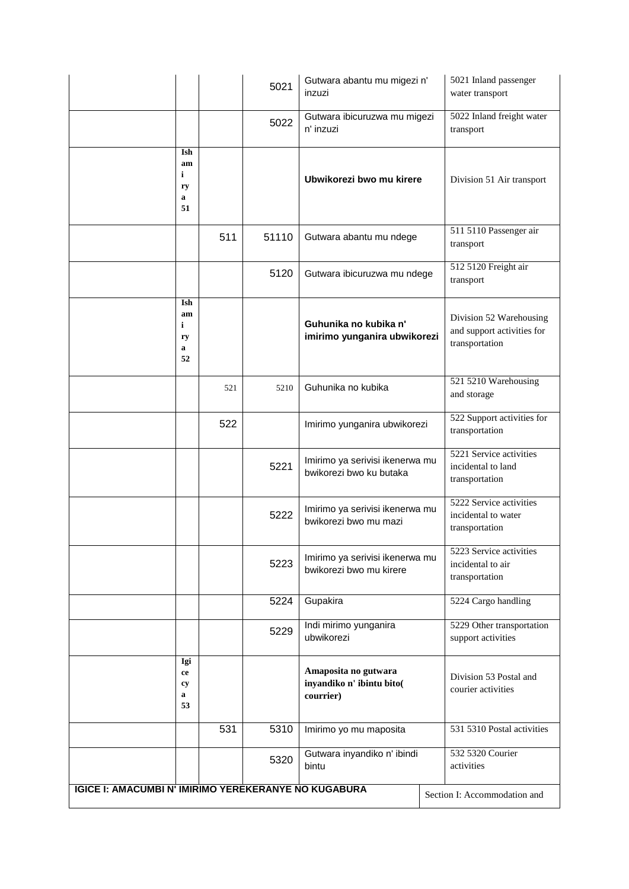| | | | | | |
|---|---|---|---|---|---|
| | | | 5021 | Gutwara abantu mu migezi n' inzuzi | 5021 Inland passenger water transport |
| | | | 5022 | Gutwara ibicuruzwa mu migezi n' inzuzi | 5022 Inland freight water transport |
| | **Ishami rya 51** | | | **Ubwikorezi bwo mu kirere** | Division 51 Air transport |
| | | 511 | 51110 | Gutwara abantu mu ndege | 511 5110 Passenger air transport |
| | | | 5120 | Gutwara ibicuruzwa mu ndege | 512 5120 Freight air transport |
| | **Ishami rya 52** | | | **Guhunika no kubika n' imirimo yunganira ubwikorezi** | Division 52 Warehousing and support activities for transportation |
| | | 521 | 5210 | Guhunika no kubika | 521 5210 Warehousing and storage |
| | | 522 | | Imirimo yunganira ubwikorezi | 522 Support activities for transportation |
| | | | 5221 | Imirimo ya serivisi ikenerwa mu bwikorezi bwo ku butaka | 5221 Service activities incidental to land transportation |
| | | | 5222 | Imirimo ya serivisi ikenerwa mu bwikorezi bwo mu mazi | 5222 Service activities incidental to water transportation |
| | | | 5223 | Imirimo ya serivisi ikenerwa mu bwikorezi bwo mu kirere | 5223 Service activities incidental to air transportation |
| | | | 5224 | Gupakira | 5224 Cargo handling |
| | | | 5229 | Indi mirimo yunganira ubwikorezi | 5229 Other transportation support activities |
| | **Igice cya 53** | | | **Amaposita no gutwara inyandiko n' ibintu bito( courrier)** | Division 53 Postal and courier activities |
| | | 531 | 5310 | Imirimo yo mu maposita | 531 5310 Postal activities |
| | | | 5320 | Gutwara inyandiko n' ibindi bintu | 532 5320 Courier activities |
| **IGICE I: AMACUMBI N' IMIRIMO YEREKERANYE NO KUGABURA** | | | | | Section I: Accommodation and |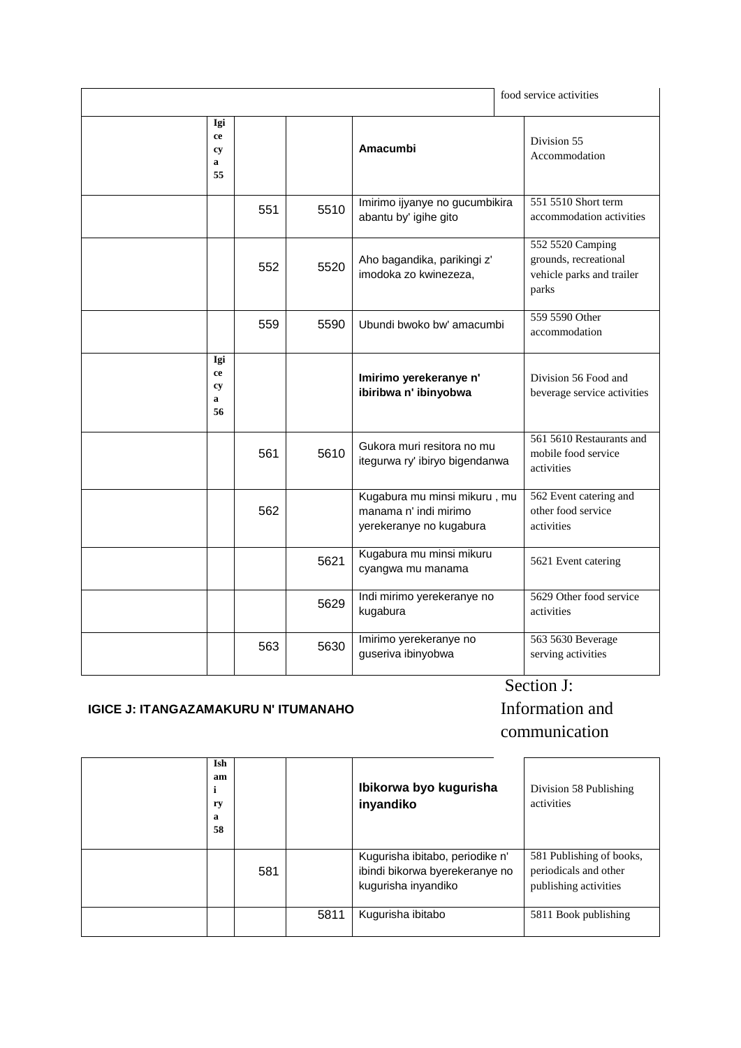| | | | | | food service activities |
|---|---|---|---|---|---|
| | **Igiceсya 55** | | | **Amacumbi** | Division 55 Accommodation |
| | | 551 | 5510 | Imirimo ijyanye no gucumbikira abantu by' igihe gito | 551 5510 Short term accommodation activities |
| | | 552 | 5520 | Aho bagandika, parikingi z' imodoka zo kwinezeza, | 552 5520 Camping grounds, recreational vehicle parks and trailer parks |
| | | 559 | 5590 | Ubundi bwoko bw' amacumbi | 559 5590 Other accommodation |
| | **Igiceсya 56** | | | **Imirimo yerekeranye n' ibiribwa n' ibinyobwa** | Division 56 Food and beverage service activities |
| | | 561 | 5610 | Gukora muri resitora no mu itegurwa ry' ibiryo bigendanwa | 561 5610 Restaurants and mobile food service activities |
| | | 562 | | Kugabura mu minsi mikuru , mu manama n' indi mirimo yerekeranye no kugabura | 562 Event catering and other food service activities |
| | | | 5621 | Kugabura mu minsi mikuru cyangwa mu manama | 5621 Event catering |
| | | | 5629 | Indi mirimo yerekeranye no kugabura | 5629 Other food service activities |
| | | 563 | 5630 | Imirimo yerekeranye no guseriva ibinyobwa | 563 5630 Beverage serving activities |

**IGICE J: ITANGAZAMAKURU N' ITUMANAHO**

Section J: Information and communication

| | | | | | |
|---|---|---|---|---|---|
| | **Ishami rya 58** | | | **Ibikorwa byo kugurisha inyandiko** | Division 58 Publishing activities |
| | | 581 | | Kugurisha ibitabo, periodike n' ibindi bikorwa byerekeranye no kugurisha inyandiko | 581 Publishing of books, periodicals and other publishing activities |
| | | | 5811 | Kugurisha ibitabo | 5811 Book publishing |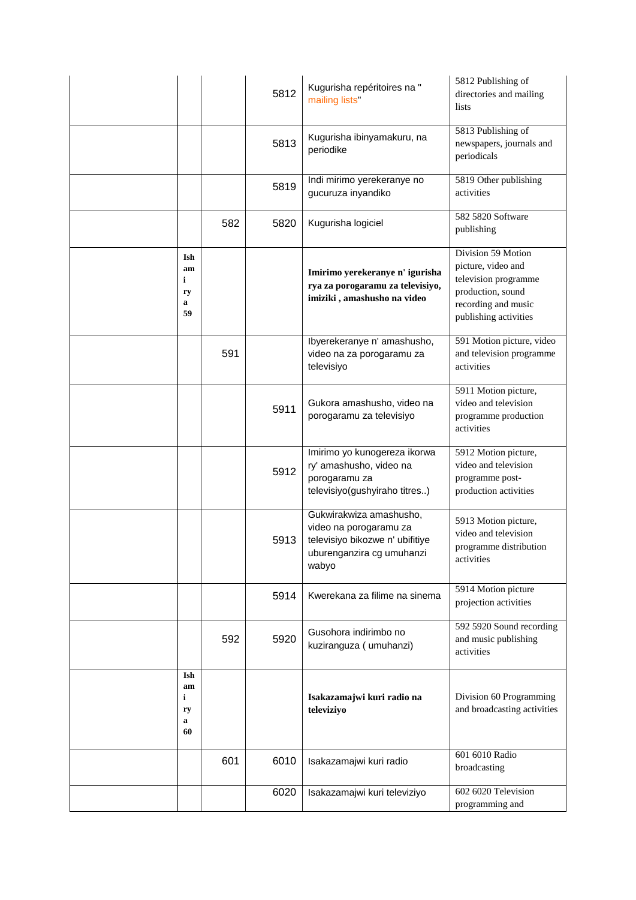| | | | | | |
|---|---|---|---|---|---|
| | | | 5812 | Kugurisha repéritoires na " mailing lists" | 5812 Publishing of directories and mailing lists |
| | | | 5813 | Kugurisha ibinyamakuru, na periodike | 5813 Publishing of newspapers, journals and periodicals |
| | | | 5819 | Indi mirimo yerekeranye no gucuruza inyandiko | 5819 Other publishing activities |
| | | 582 | 5820 | Kugurisha logiciel | 582 5820 Software publishing |
| | **Ishami rya 59** | | | **Imirimo yerekeranye n' igurisha rya za porogaramu za televisiyo, imiziki , amashusho na video** | Division 59 Motion picture, video and television programme production, sound recording and music publishing activities |
| | | 591 | | Ibyerekeranye n' amashusho, video na za porogaramu za televisiyo | 591 Motion picture, video and television programme activities |
| | | | 5911 | Gukora amashusho, video na porogaramu za televisiyo | 5911 Motion picture, video and television programme production activities |
| | | | 5912 | Imirimo yo kunogereza ikorwa ry' amashusho, video na porogaramu za televisiyo(gushyiraho titres..) | 5912 Motion picture, video and television programme post-production activities |
| | | | 5913 | Gukwirakwiza amashusho, video na porogaramu za televisiyo bikozwe n' ubifitiye uburenganzira cg umuhanzi wabyo | 5913 Motion picture, video and television programme distribution activities |
| | | | 5914 | Kwerekana za filime na sinema | 5914 Motion picture projection activities |
| | | 592 | 5920 | Gusohora indirimbo no kuziranguza ( umuhanzi) | 592 5920 Sound recording and music publishing activities |
| | **Ishami rya 60** | | | **Isakazamajwi kuri radio na televiziyo** | Division 60 Programming and broadcasting activities |
| | | 601 | 6010 | Isakazamajwi kuri radio | 601 6010 Radio broadcasting |
| | | | 6020 | Isakazamajwi kuri televiziyo | 602 6020 Television programming and |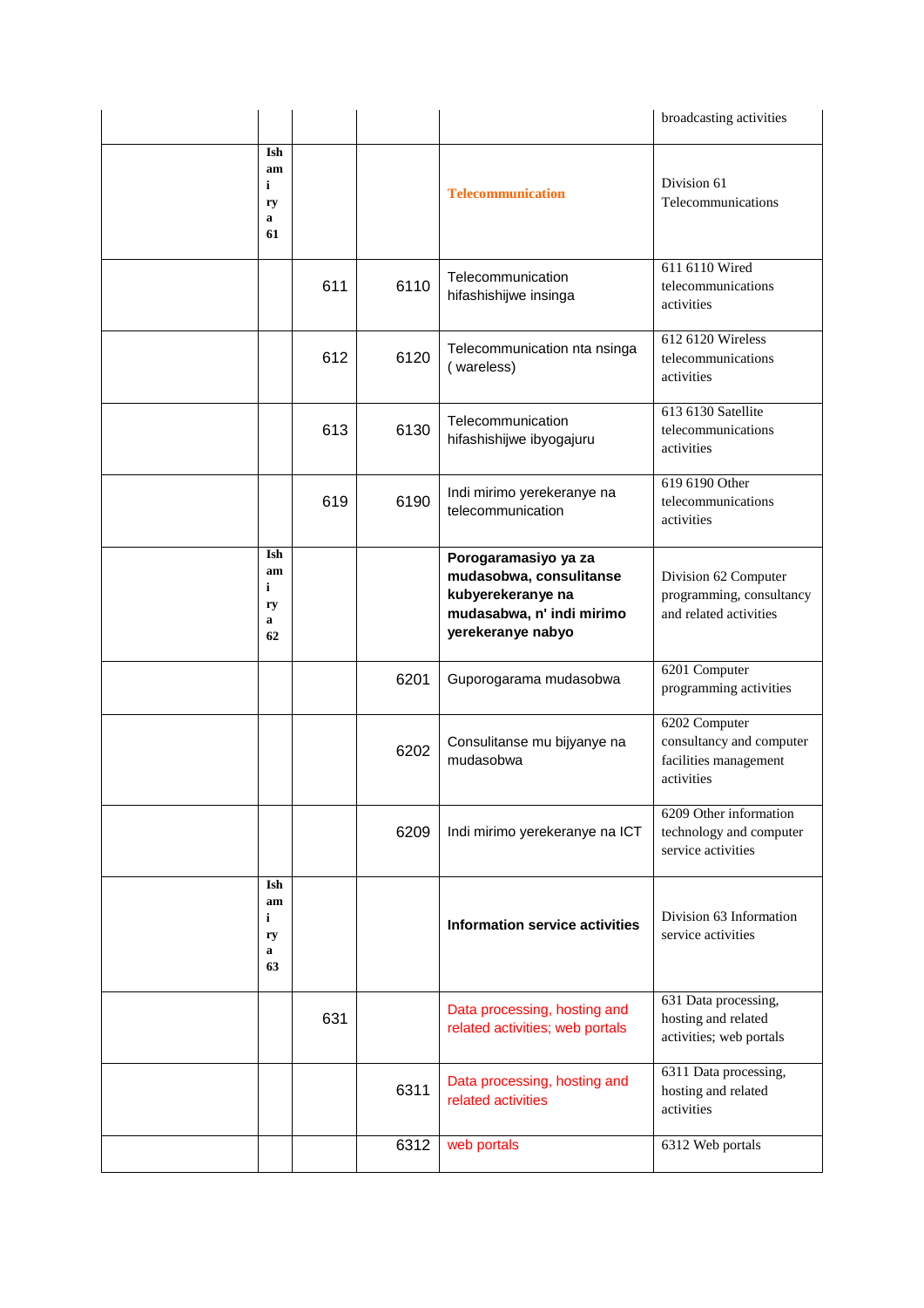| | | | | | |
|---|---|---|---|---|---|
| | | | | | broadcasting activities |
| | **Ishamiry a 61** | | | **Telecommunication** | Division 61 Telecommunications |
| | | 611 | 6110 | Telecommunication hifashishijwe insinga | 611 6110 Wired telecommunications activities |
| | | 612 | 6120 | Telecommunication nta nsinga ( wareless) | 612 6120 Wireless telecommunications activities |
| | | 613 | 6130 | Telecommunication hifashishijwe ibyogajuru | 613 6130 Satellite telecommunications activities |
| | | 619 | 6190 | Indi mirimo yerekeranye na telecommunication | 619 6190 Other telecommunications activities |
| | **Ishamiry a 62** | | | **Porogaramasiyo ya za mudasobwa, consulitanse kubyerekeranye na mudasabwa, n' indi mirimo yerekeranye nabyo** | Division 62 Computer programming, consultancy and related activities |
| | | | 6201 | Guporogarama mudasobwa | 6201 Computer programming activities |
| | | | 6202 | Consulitanse mu bijyanye na mudasobwa | 6202 Computer consultancy and computer facilities management activities |
| | | | 6209 | Indi mirimo yerekeranye na ICT | 6209 Other information technology and computer service activities |
| | **Ishamiry a 63** | | | **Information service activities** | Division 63 Information service activities |
| | | 631 | | Data processing, hosting and related activities; web portals | 631 Data processing, hosting and related activities; web portals |
| | | | 6311 | Data processing, hosting and related activities | 6311 Data processing, hosting and related activities |
| | | | 6312 | web portals | 6312 Web portals |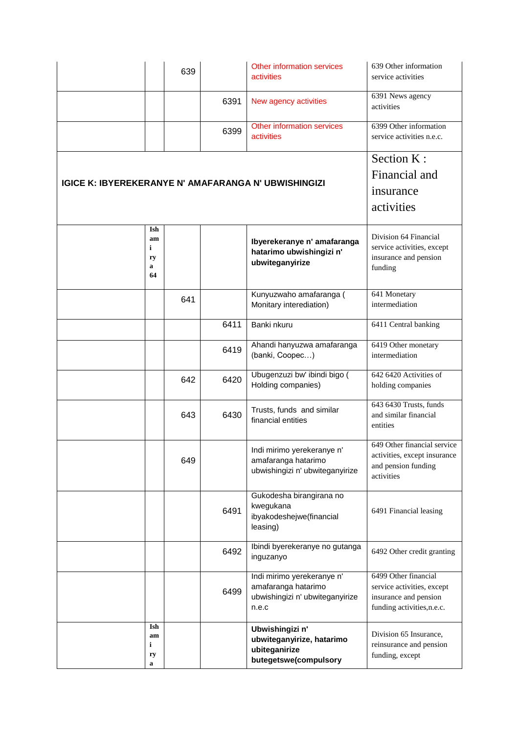| | | | | | |
|---|---|---|---|---|---|
| | | 639 | | Other information services activities | 639 Other information service activities |
| | | | 6391 | New agency activities | 6391 News agency activities |
| | | | 6399 | Other information services activities | 6399 Other information service activities n.e.c. |
| **IGICE K: IBYEREKERANYE N' AMAFARANGA N' UBWISHINGIZI** | | | | | Section K : Financial and insurance activities |
| | **Ishami rya 64** | | | **Ibyerekeranye n' amafaranga hatarimo ubwishingizi n' ubwiteganyirize** | Division 64 Financial service activities, except insurance and pension funding |
| | | 641 | | Kunyuzwaho amafaranga ( Monitary interediation) | 641 Monetary intermediation |
| | | | 6411 | Banki nkuru | 6411 Central banking |
| | | | 6419 | Ahandi hanyuzwa amafaranga (banki, Coopec…) | 6419 Other monetary intermediation |
| | | 642 | 6420 | Ubugenzuzi bw' ibindi bigo ( Holding companies) | 642 6420 Activities of holding companies |
| | | 643 | 6430 | Trusts, funds and similar financial entities | 643 6430 Trusts, funds and similar financial entities |
| | | 649 | | Indi mirimo yerekeranye n' amafaranga hatarimo ubwishingizi n' ubwiteganyirize | 649 Other financial service activities, except insurance and pension funding activities |
| | | | 6491 | Gukodesha birangirana no kwegukana ibyakodeshejwe(financial leasing) | 6491 Financial leasing |
| | | | 6492 | Ibindi byerekeranye no gutanga inguzanyo | 6492 Other credit granting |
| | | | 6499 | Indi mirimo yerekeranye n' amafaranga hatarimo ubwishingizi n' ubwiteganyirize n.e.c | 6499 Other financial service activities, except insurance and pension funding activities,n.e.c. |
| | **Ishami rya** | | | **Ubwishingizi n' ubwiteganyirize, hatarimo ubiteganirize butegetswe(compulsory** | Division 65 Insurance, reinsurance and pension funding, except |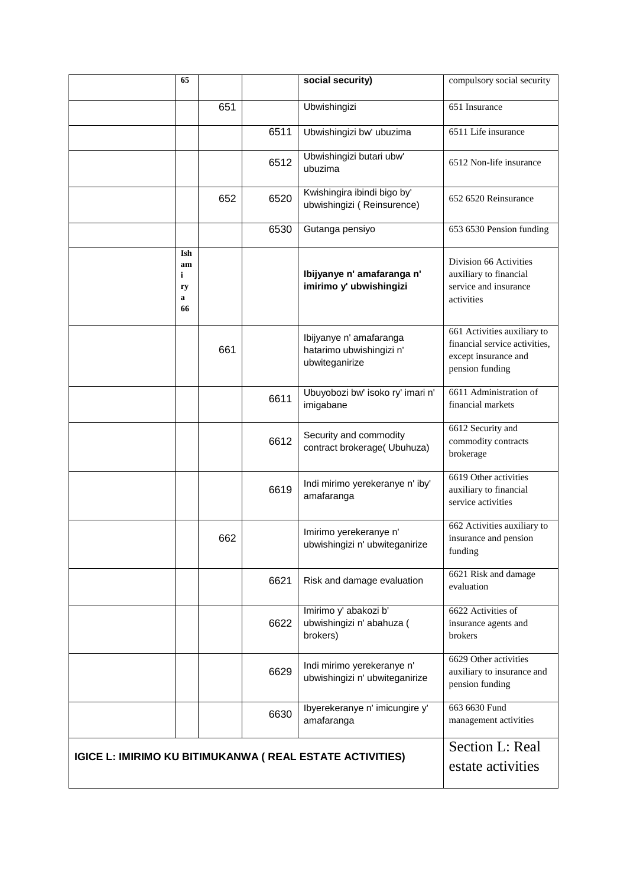|  | 65 |  |  | social security) | compulsory social security |
|---|---|---|---|---|---|
|  |  | 651 |  | Ubwishingizi | 651 Insurance |
|  |  |  | 6511 | Ubwishingizi bw' ubuzima | 6511 Life insurance |
|  |  |  | 6512 | Ubwishingizi butari ubw' ubuzima | 6512 Non-life insurance |
|  |  | 652 | 6520 | Kwishingira ibindi bigo by' ubwishingizi ( Reinsurence) | 652 6520 Reinsurance |
|  |  |  | 6530 | Gutanga pensiyo | 653 6530 Pension funding |
|  | **Ishami rya 66** |  |  | **Ibijyanye n' amafaranga n' imirimo y' ubwishingizi** | Division 66 Activities auxiliary to financial service and insurance activities |
|  |  | 661 |  | Ibijyanye n' amafaranga hatarimo ubwishingizi n' ubwiteganirize | 661 Activities auxiliary to financial service activities, except insurance and pension funding |
|  |  |  | 6611 | Ubuyobozi bw' isoko ry' imari n' imigabane | 6611 Administration of financial markets |
|  |  |  | 6612 | Security and commodity contract brokerage( Ubuhuza) | 6612 Security and commodity contracts brokerage |
|  |  |  | 6619 | Indi mirimo yerekeranye n' iby' amafaranga | 6619 Other activities auxiliary to financial service activities |
|  |  | 662 |  | Imirimo yerekeranye n' ubwishingizi n' ubwiteganirize | 662 Activities auxiliary to insurance and pension funding |
|  |  |  | 6621 | Risk and damage evaluation | 6621 Risk and damage evaluation |
|  |  |  | 6622 | Imirimo y' abakozi b' ubwishingizi n' abahuza ( brokers) | 6622 Activities of insurance agents and brokers |
|  |  |  | 6629 | Indi mirimo yerekeranye n' ubwishingizi n' ubwiteganirize | 6629 Other activities auxiliary to insurance and pension funding |
|  |  |  | 6630 | Ibyerekeranye n' imicungire y' amafaranga | 663 6630 Fund management activities |
| **IGICE L: IMIRIMO KU BITIMUKANWA ( REAL ESTATE ACTIVITIES)** |  |  |  |  | Section L: Real estate activities |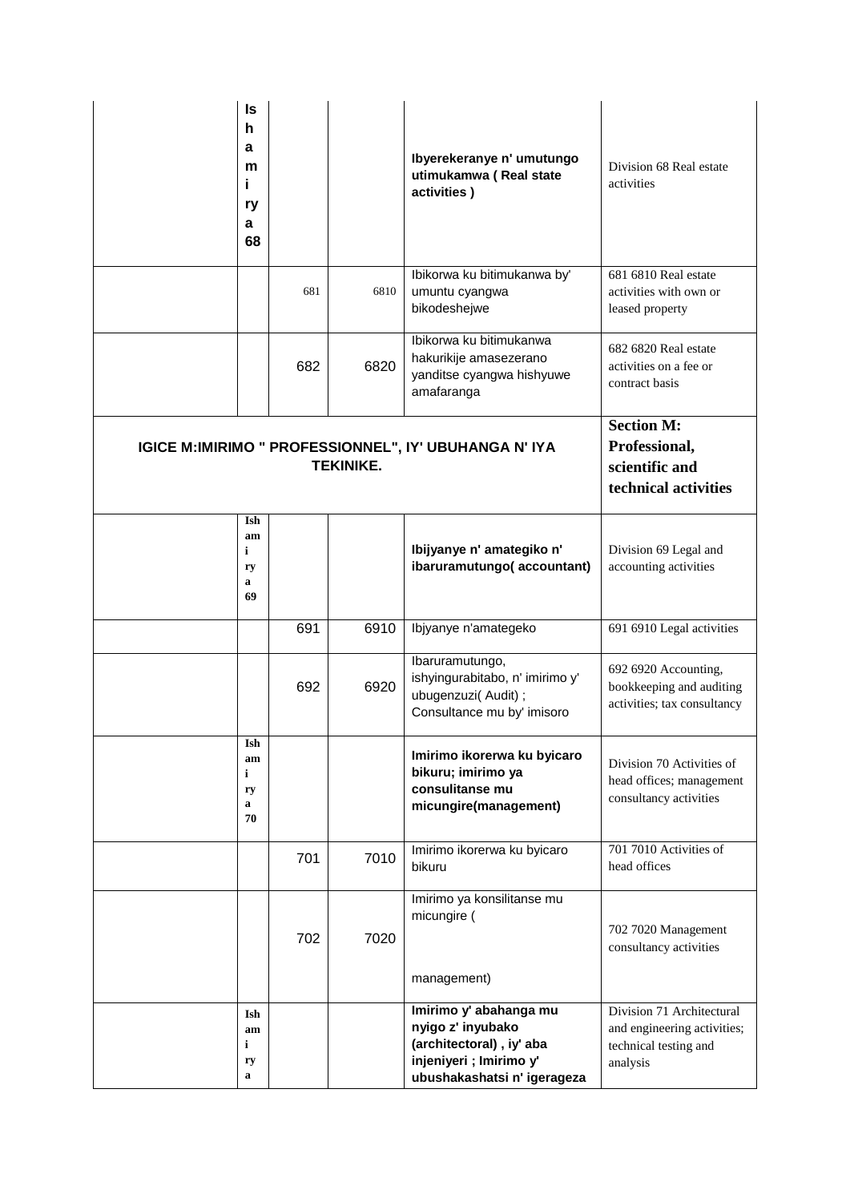| | | | | | |
|---|---|---|---|---|---|
| | **Ishamirya 68** | | | **Ibyerekeranye n' umutungo utimukamwa ( Real state activities )** | Division 68 Real estate activities |
| | | 681 | 6810 | Ibikorwa ku bitimukanwa by' umuntu cyangwa bikodeshejwe | 681 6810 Real estate activities with own or leased property |
| | | 682 | 6820 | Ibikorwa ku bitimukanwa hakurikije amasezerano yanditse cyangwa hishyuwe amafaranga | 682 6820 Real estate activities on a fee or contract basis |
| **IGICE M:IMIRIMO " PROFESSIONNEL", IY' UBUHANGA N' IYA TEKINIKE.** | | | | | **Section M: Professional, scientific and technical activities** |
| | **Ishamirya 69** | | | **Ibijyanye n' amategiko n' ibaruramutungo( accountant)** | Division 69 Legal and accounting activities |
| | | 691 | 6910 | Ibjyanye n'amategeko | 691 6910 Legal activities |
| | | 692 | 6920 | Ibaruramutungo, ishyingurabitabo, n' imirimo y' ubugenzuzi( Audit) ; Consultance mu by' imisoro | 692 6920 Accounting, bookkeeping and auditing activities; tax consultancy |
| | **Ishamirya 70** | | | **Imirimo ikorerwa ku byicaro bikuru; imirimo ya consulitanse mu micungire(management)** | Division 70 Activities of head offices; management consultancy activities |
| | | 701 | 7010 | Imirimo ikorerwa ku byicaro bikuru | 701 7010 Activities of head offices |
| | | 702 | 7020 | Imirimo ya konsilitanse mu micungire ( management) | 702 7020 Management consultancy activities |
| | **Ishamirya** | | | **Imirimo y' abahanga mu nyigo z' inyubako (architectoral) , iy' aba injeniyeri ; Imirimo y' ubushakashatsi n' igerageza** | Division 71 Architectural and engineering activities; technical testing and analysis |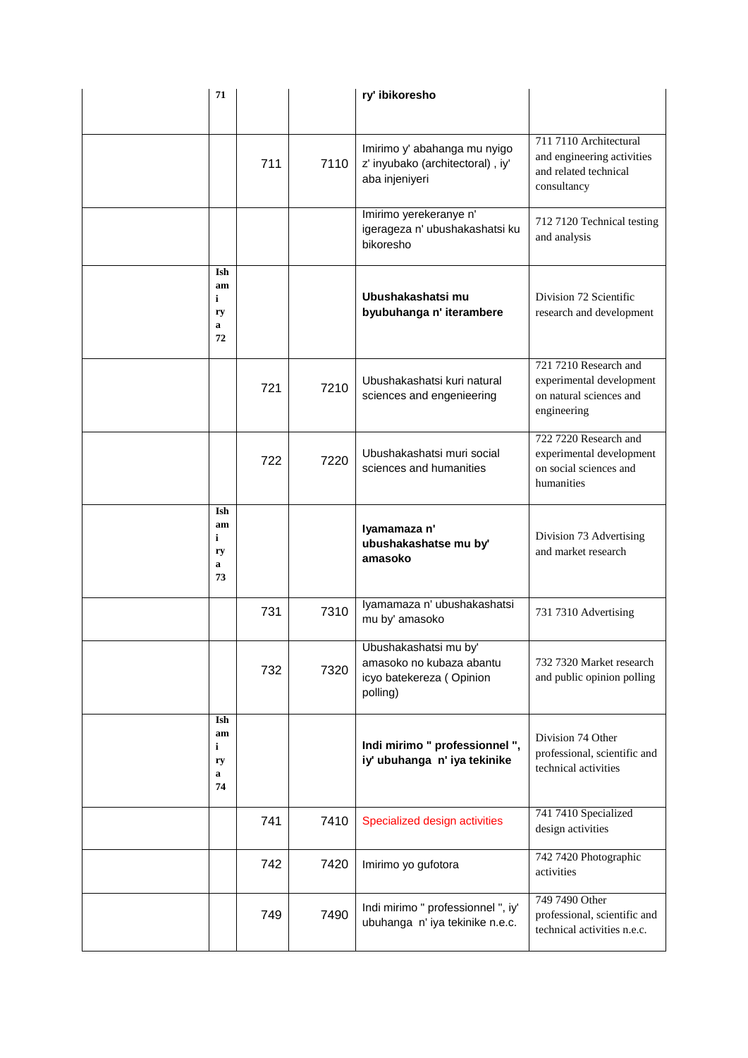|  |  |  |  |  |  |
|---|---|---|---|---|---|
|  | 71 |  |  | **ry' ibikoresho** |  |
|  |  | 711 | 7110 | Imirimo y' abahanga mu nyigo z' inyubako (architectoral) , iy' aba injeniyeri | 711 7110 Architectural and engineering activities and related technical consultancy |
|  |  |  |  | Imirimo yerekeranye n' igerageza n' ubushakashatsi ku bikoresho | 712 7120 Technical testing and analysis |
|  | **Ishamirya 72** |  |  | **Ubushakashatsi mu byubuhanga n' iterambere** | Division 72 Scientific research and development |
|  |  | 721 | 7210 | Ubushakashatsi kuri natural sciences and engenieering | 721 7210 Research and experimental development on natural sciences and engineering |
|  |  | 722 | 7220 | Ubushakashatsi muri social sciences and humanities | 722 7220 Research and experimental development on social sciences and humanities |
|  | **Ishamirya 73** |  |  | **Iyamamaza n' ubushakashatse mu by' amasoko** | Division 73 Advertising and market research |
|  |  | 731 | 7310 | Iyamamaza n' ubushakashatsi mu by' amasoko | 731 7310 Advertising |
|  |  | 732 | 7320 | Ubushakashatsi mu by' amasoko no kubaza abantu icyo batekereza ( Opinion polling) | 732 7320 Market research and public opinion polling |
|  | **Ishamirya 74** |  |  | **Indi mirimo " professionnel ", iy' ubuhanga n' iya tekinike** | Division 74 Other professional, scientific and technical activities |
|  |  | 741 | 7410 | Specialized design activities | 741 7410 Specialized design activities |
|  |  | 742 | 7420 | Imirimo yo gufotora | 742 7420 Photographic activities |
|  |  | 749 | 7490 | Indi mirimo " professionnel ", iy' ubuhanga n' iya tekinike n.e.c. | 749 7490 Other professional, scientific and technical activities n.e.c. |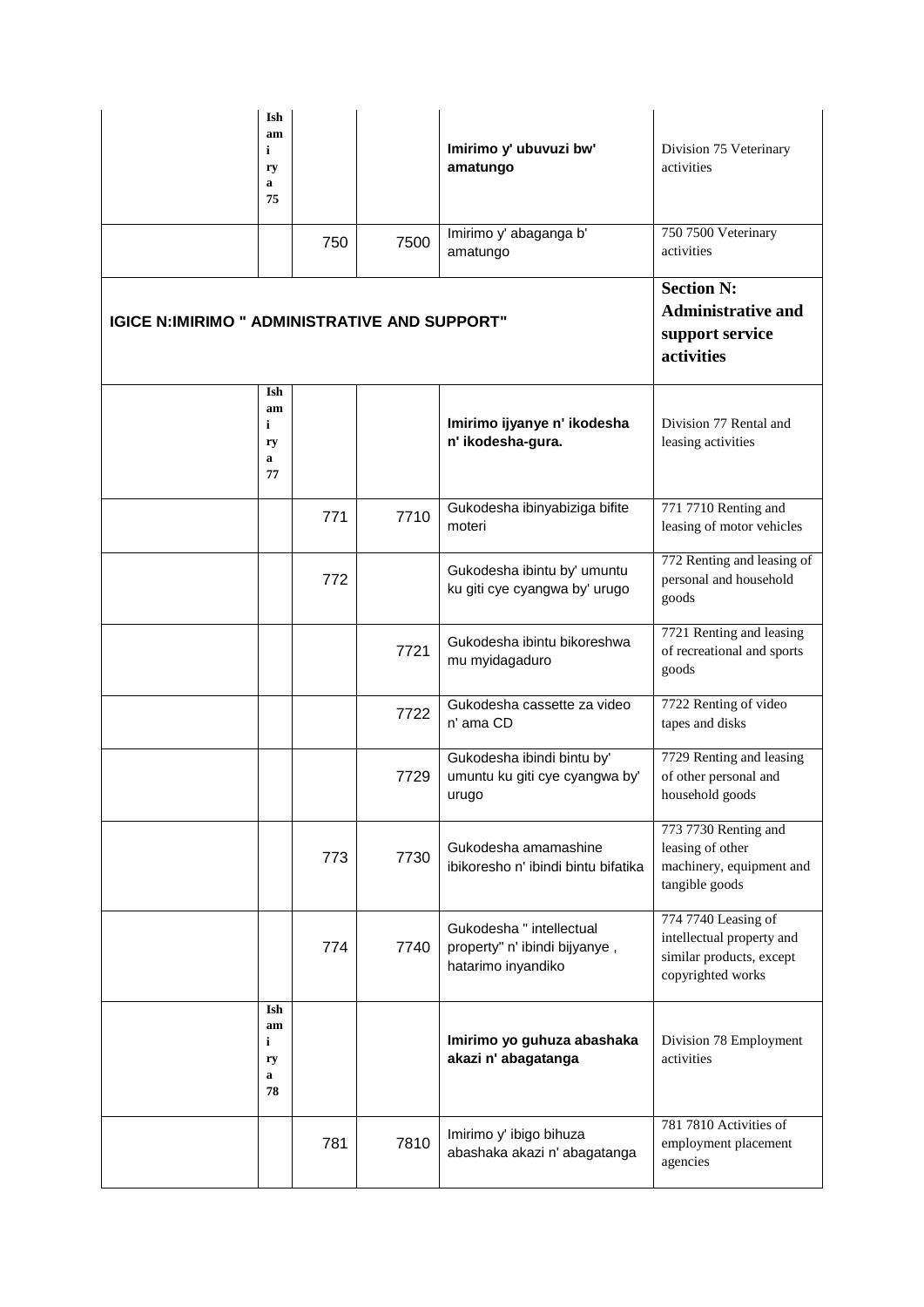| | | | | | |
|---|---|---|---|---|---|
| | Ishamirya 75 | | | **Imirimo y' ubuvuzi bw' amatungo** | Division 75 Veterinary activities |
| | | 750 | 7500 | Imirimo y' abaganga b' amatungo | 750 7500 Veterinary activities |
| **IGICE N:IMIRIMO " ADMINISTRATIVE AND SUPPORT"** | | | | | **Section N: Administrative and support service activities** |
| | Ishamirya 77 | | | **Imirimo ijyanye n' ikodesha n' ikodesha-gura.** | Division 77 Rental and leasing activities |
| | | 771 | 7710 | Gukodesha ibinyabiziga bifite moteri | 771 7710 Renting and leasing of motor vehicles |
| | | 772 | | Gukodesha ibintu by' umuntu ku giti cye cyangwa by' urugo | 772 Renting and leasing of personal and household goods |
| | | | 7721 | Gukodesha ibintu bikoreshwa mu myidagaduro | 7721 Renting and leasing of recreational and sports goods |
| | | | 7722 | Gukodesha cassette za video n' ama CD | 7722 Renting of video tapes and disks |
| | | | 7729 | Gukodesha ibindi bintu by' umuntu ku giti cye cyangwa by' urugo | 7729 Renting and leasing of other personal and household goods |
| | | 773 | 7730 | Gukodesha amamashine ibikoresho n' ibindi bintu bifatika | 773 7730 Renting and leasing of other machinery, equipment and tangible goods |
| | | 774 | 7740 | Gukodesha " intellectual property" n' ibindi bijyanye , hatarimo inyandiko | 774 7740 Leasing of intellectual property and similar products, except copyrighted works |
| | Ishamirya 78 | | | **Imirimo yo guhuza abashaka akazi n' abagatanga** | Division 78 Employment activities |
| | | 781 | 7810 | Imirimo y' ibigo bihuza abashaka akazi n' abagatanga | 781 7810 Activities of employment placement agencies |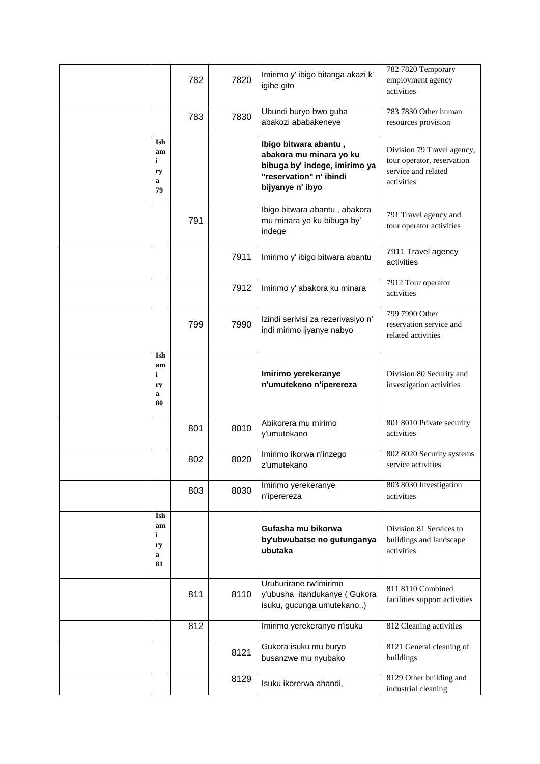| | | | | | |
|---|---|---|---|---|---|
| | | 782 | 7820 | Imirimo y' ibigo bitanga akazi k' igihe gito | 782 7820 Temporary employment agency activities |
| | | 783 | 7830 | Ubundi buryo bwo guha abakozi ababakeneye | 783 7830 Other human resources provision |
| | **Ishami rya 79** | | | **Ibigo bitwara abantu , abakora mu minara yo ku bibuga by' indege, imirimo ya "reservation" n' ibindi bijyanye n' ibyo** | Division 79 Travel agency, tour operator, reservation service and related activities |
| | | 791 | | Ibigo bitwara abantu , abakora mu minara yo ku bibuga by' indege | 791 Travel agency and tour operator activities |
| | | | 7911 | Imirimo y' ibigo bitwara abantu | 7911 Travel agency activities |
| | | | 7912 | Imirimo y' abakora ku minara | 7912 Tour operator activities |
| | | 799 | 7990 | Izindi serivisi za rezerivasiyo n' indi mirimo ijyanye nabyo | 799 7990 Other reservation service and related activities |
| | **Ishami rya 80** | | | **Imirimo yerekeranye n'umutekeno n'iperereza** | Division 80 Security and investigation activities |
| | | 801 | 8010 | Abikorera mu mirimo y'umutekano | 801 8010 Private security activities |
| | | 802 | 8020 | Imirimo ikorwa n'inzego z'umutekano | 802 8020 Security systems service activities |
| | | 803 | 8030 | Imirimo yerekeranye n'iperereza | 803 8030 Investigation activities |
| | **Ishami rya 81** | | | **Gufasha mu bikorwa by'ubwubatse no gutunganya ubutaka** | Division 81 Services to buildings and landscape activities |
| | | 811 | 8110 | Uruhurirane rw'imirimo y'ubusha itandukanye ( Gukora isuku, gucunga umutekano..) | 811 8110 Combined facilities support activities |
| | | 812 | | Imirimo yerekeranye n'isuku | 812 Cleaning activities |
| | | | 8121 | Gukora isuku mu buryo busanzwe mu nyubako | 8121 General cleaning of buildings |
| | | | 8129 | Isuku ikorerwa ahandi, | 8129 Other building and industrial cleaning |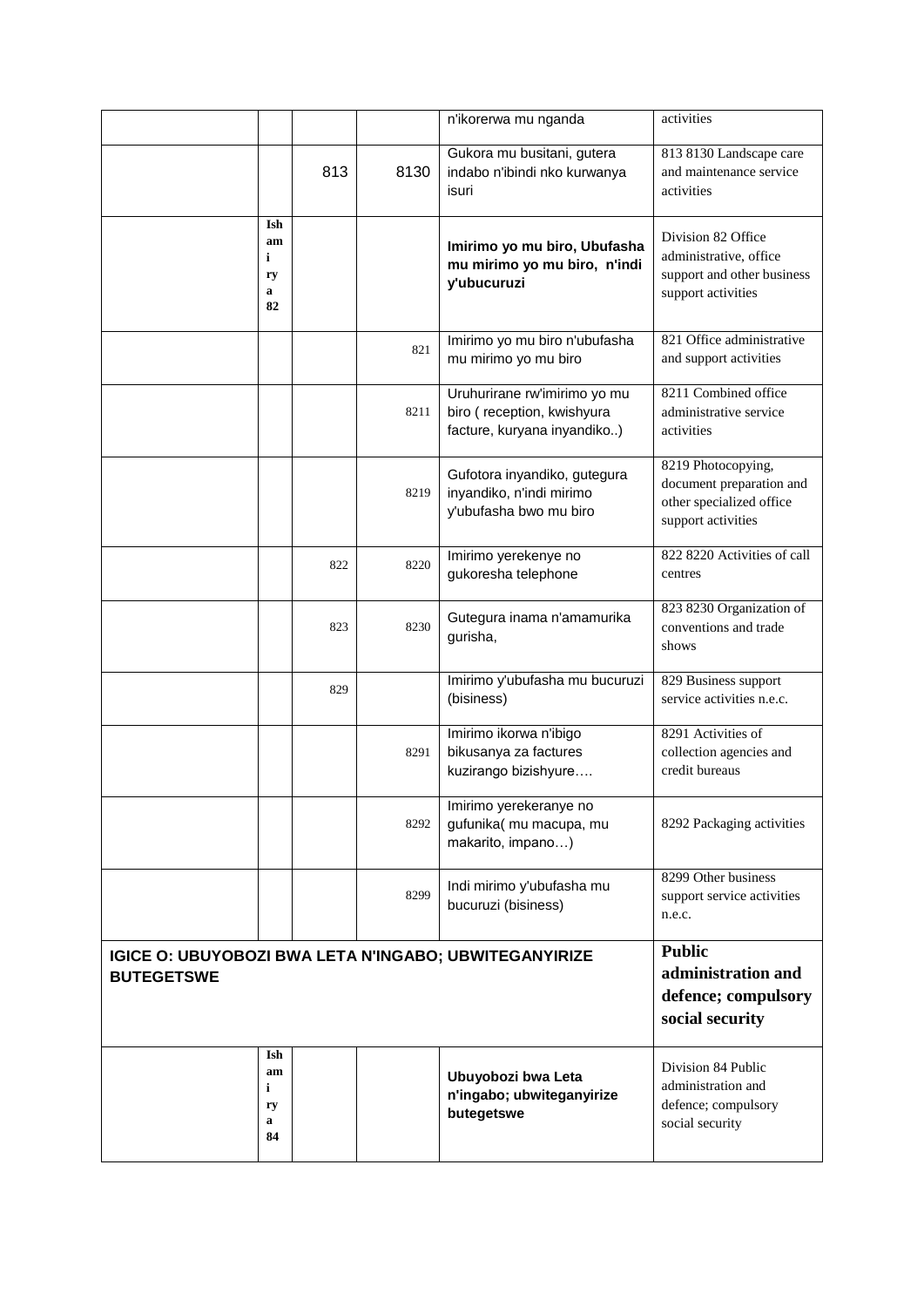| | | | | | |
|---|---|---|---|---|---|
| | | | | n'ikorerwa mu nganda | activities |
| | | 813 | 8130 | Gukora mu busitani, gutera indabo n'ibindi nko kurwanya isuri | 813 8130 Landscape care and maintenance service activities |
| | **Ishamirya 82** | | | **Imirimo yo mu biro, Ubufasha mu mirimo yo mu biro, n'indi y'ubucuruzi** | Division 82 Office administrative, office support and other business support activities |
| | | | 821 | Imirimo yo mu biro n'ubufasha mu mirimo yo mu biro | 821 Office administrative and support activities |
| | | | 8211 | Uruhurirane rw'imirimo yo mu biro ( reception, kwishyura facture, kuryana inyandiko..) | 8211 Combined office administrative service activities |
| | | | 8219 | Gufotora inyandiko, gutegura inyandiko, n'indi mirimo y'ubufasha bwo mu biro | 8219 Photocopying, document preparation and other specialized office support activities |
| | | 822 | 8220 | Imirimo yerekenye no gukoresha telephone | 822 8220 Activities of call centres |
| | | 823 | 8230 | Gutegura inama n'amamurika gurisha, | 823 8230 Organization of conventions and trade shows |
| | | 829 | | Imirimo y'ubufasha mu bucuruzi (bisiness) | 829 Business support service activities n.e.c. |
| | | | 8291 | Imirimo ikorwa n'ibigo bikusanya za factures kuzirango bizishyure…. | 8291 Activities of collection agencies and credit bureaus |
| | | | 8292 | Imirimo yerekeranye no gufunika( mu macupa, mu makarito, impano…) | 8292 Packaging activities |
| | | | 8299 | Indi mirimo y'ubufasha mu bucuruzi (bisiness) | 8299 Other business support service activities n.e.c. |
| **IGICE O: UBUYOBOZI BWA LETA N'INGABO; UBWITEGANYIRIZE BUTEGETSWE** | | | | | **Public administration and defence; compulsory social security** |
| | **Ishamirya 84** | | | **Ubuyobozi bwa Leta n'ingabo; ubwiteganyirize butegetswe** | Division 84 Public administration and defence; compulsory social security |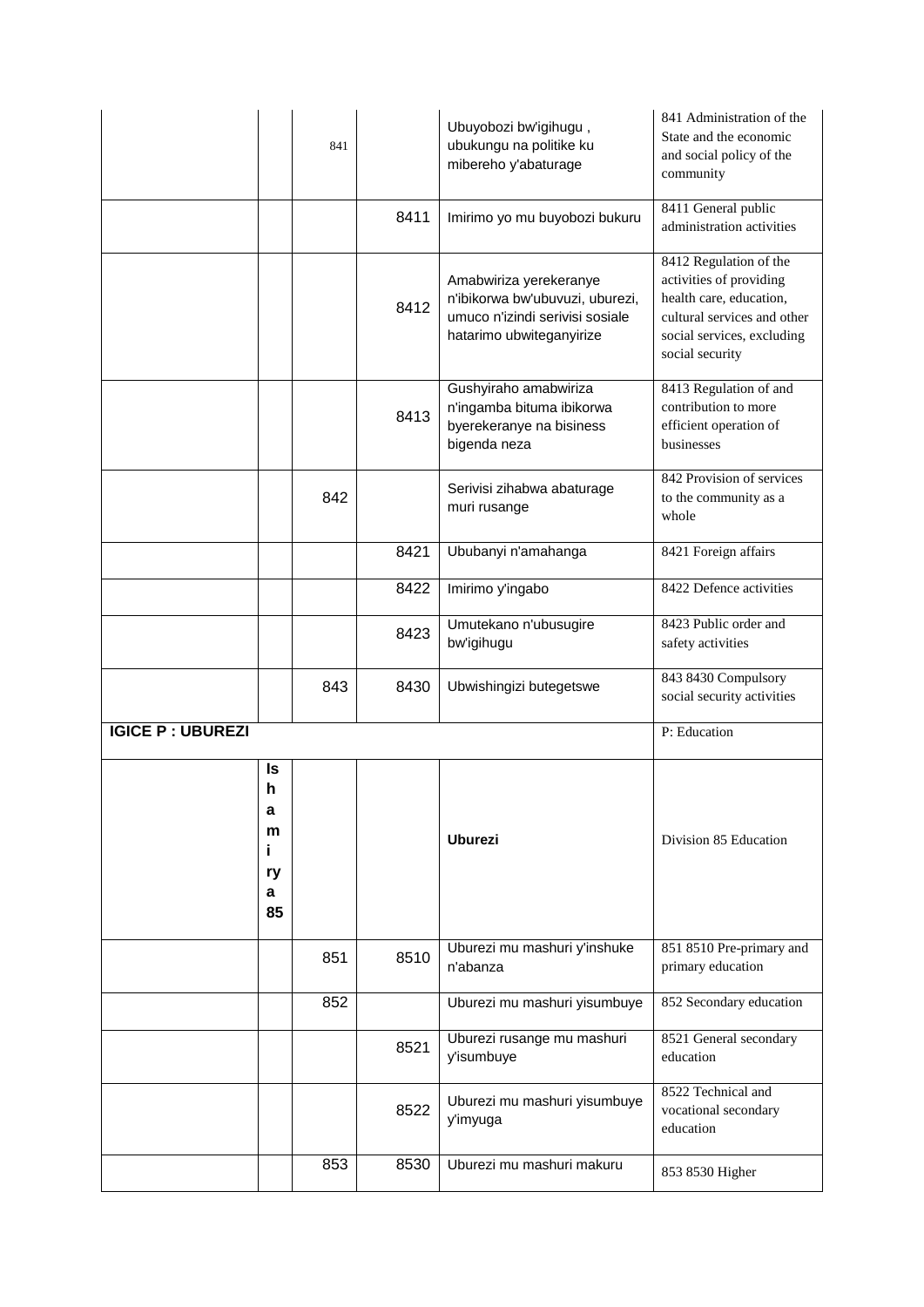| | | | | | |
|---|---|---|---|---|---|
| | | 841 | | Ubuyobozi bw'igihugu , ubukungu na politike ku mibereho y'abaturage | 841 Administration of the State and the economic and social policy of the community |
| | | | 8411 | Imirimo yo mu buyobozi bukuru | 8411 General public administration activities |
| | | | 8412 | Amabwiriza yerekeranye n'ibikorwa bw'ubuvuzi, uburezi, umuco n'izindi serivisi sosiale hatarimo ubwiteganyirize | 8412 Regulation of the activities of providing health care, education, cultural services and other social services, excluding social security |
| | | | 8413 | Gushyiraho amabwiriza n'ingamba bituma ibikorwa byerekeranye na bisiness bigenda neza | 8413 Regulation of and contribution to more efficient operation of businesses |
| | | 842 | | Serivisi zihabwa abaturage muri rusange | 842 Provision of services to the community as a whole |
| | | | 8421 | Ububanyi n'amahanga | 8421 Foreign affairs |
| | | | 8422 | Imirimo y'ingabo | 8422 Defence activities |
| | | | 8423 | Umutekano n'ubusugire bw'igihugu | 8423 Public order and safety activities |
| | | 843 | 8430 | Ubwishingizi butegetswe | 843 8430 Compulsory social security activities |
| **IGICE P : UBUREZI** | | | | | P: Education |
| | **Ishami rya 85** | | | **Uburezi** | Division 85 Education |
| | | 851 | 8510 | Uburezi mu mashuri y'inshuke n'abanza | 851 8510 Pre-primary and primary education |
| | | 852 | | Uburezi mu mashuri yisumbuye | 852 Secondary education |
| | | | 8521 | Uburezi rusange mu mashuri y'isumbuye | 8521 General secondary education |
| | | | 8522 | Uburezi mu mashuri yisumbuye y'imyuga | 8522 Technical and vocational secondary education |
| | | 853 | 8530 | Uburezi mu mashuri makuru | 853 8530 Higher |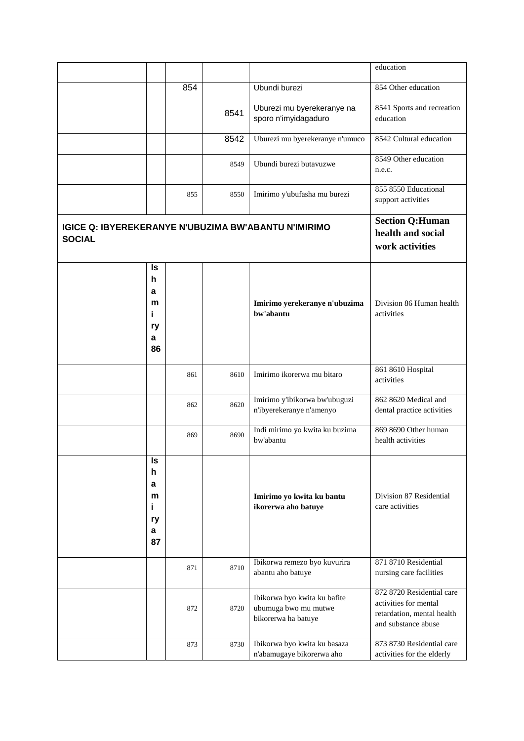| | | | | | |
|---|---|---|---|---|---|
| | | | | | education |
| | | 854 | | Ubundi burezi | 854 Other education |
| | | | 8541 | Uburezi mu byerekeranye na sporo n'imyidagaduro | 8541 Sports and recreation education |
| | | | 8542 | Uburezi mu byerekeranye n'umuco | 8542 Cultural education |
| | | | 8549 | Ubundi burezi butavuzwe | 8549 Other education n.e.c. |
| | | 855 | 8550 | Imirimo y'ubufasha mu burezi | 855 8550 Educational support activities |
| **IGICE Q: IBYEREKERANYE N'UBUZIMA BW'ABANTU N'IMIRIMO SOCIAL** | | | | | **Section Q:Human health and social work activities** |
| | **Ishami rya 86** | | | **Imirimo yerekeranye n'ubuzima bw'abantu** | Division 86 Human health activities |
| | | 861 | 8610 | Imirimo ikorerwa mu bitaro | 861 8610 Hospital activities |
| | | 862 | 8620 | Imirimo y'ibikorwa bw'ubuguzi n'ibyerekeranye n'amenyo | 862 8620 Medical and dental practice activities |
| | | 869 | 8690 | Indi mirimo yo kwita ku buzima bw'abantu | 869 8690 Other human health activities |
| | **Ishami rya 87** | | | **Imirimo yo kwita ku bantu ikorerwa aho batuye** | Division 87 Residential care activities |
| | | 871 | 8710 | Ibikorwa remezo byo kuvurira abantu aho batuye | 871 8710 Residential nursing care facilities |
| | | 872 | 8720 | Ibikorwa byo kwita ku bafite ubumuga bwo mu mutwe bikorerwa ha batuye | 872 8720 Residential care activities for mental retardation, mental health and substance abuse |
| | | 873 | 8730 | Ibikorwa byo kwita ku basaza n'abamugaye bikorerwa aho | 873 8730 Residential care activities for the elderly |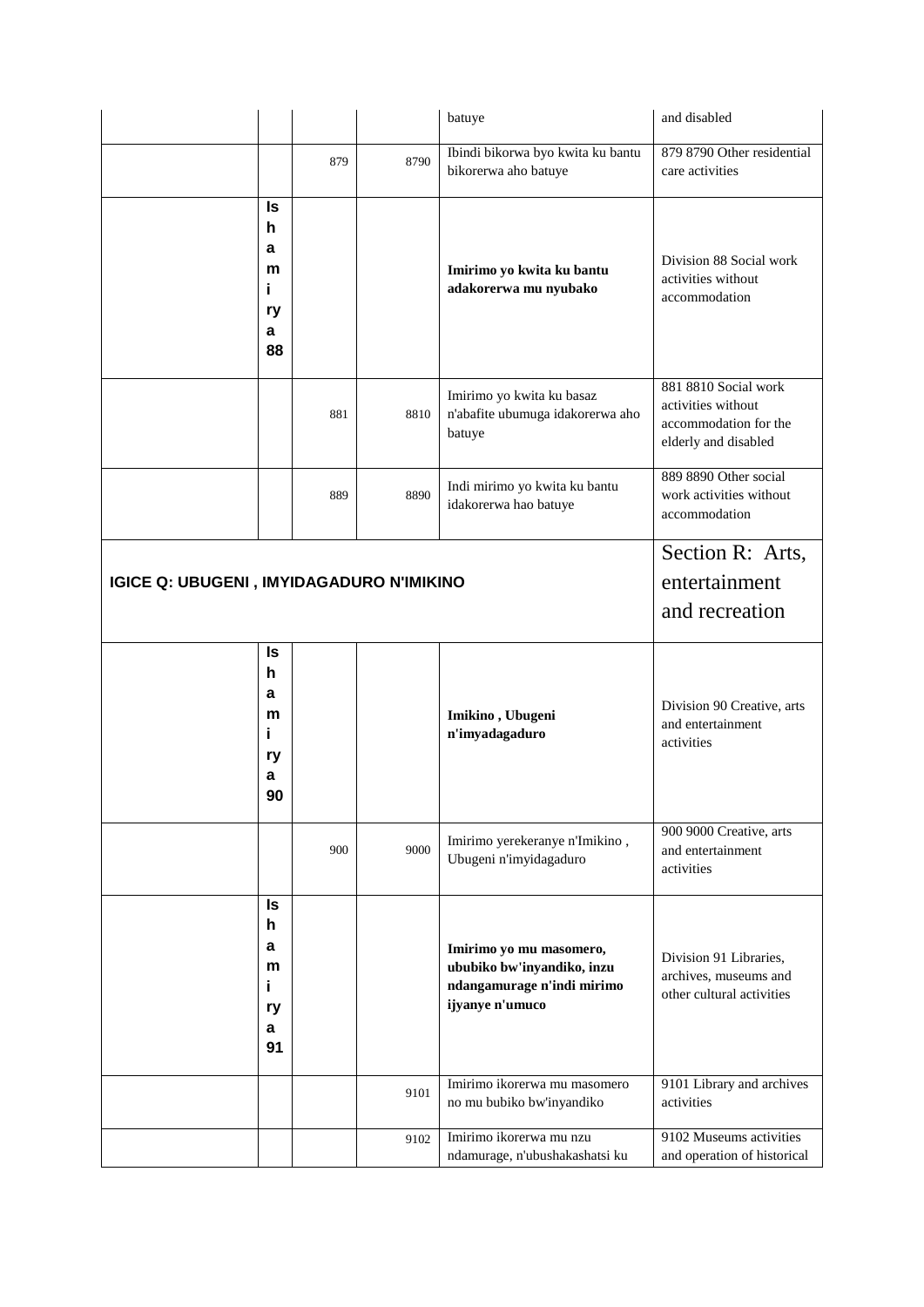| | | | | | |
|---|---|---|---|---|---|
| | | | | batuye | and disabled |
| | | 879 | 8790 | Ibindi bikorwa byo kwita ku bantu bikorerwa aho batuye | 879 8790 Other residential care activities |
| | **Ishamirya 88** | | | **Imirimo yo kwita ku bantu adakorerwa mu nyubako** | Division 88 Social work activities without accommodation |
| | | 881 | 8810 | Imirimo yo kwita ku basaz n'abafite ubumuga idakorerwa aho batuye | 881 8810 Social work activities without accommodation for the elderly and disabled |
| | | 889 | 8890 | Indi mirimo yo kwita ku bantu idakorerwa hao batuye | 889 8890 Other social work activities without accommodation |
| **IGICE Q: UBUGENI , IMYIDAGADURO N'IMIKINO** | | | | | Section R: Arts, entertainment and recreation |
| | **Ishamirya 90** | | | **Imikino , Ubugeni n'imyadagaduro** | Division 90 Creative, arts and entertainment activities |
| | | 900 | 9000 | Imirimo yerekeranye n'Imikino , Ubugeni n'imyidagaduro | 900 9000 Creative, arts and entertainment activities |
| | **Ishamirya 91** | | | **Imirimo yo mu masomero, ububiko bw'inyandiko, inzu ndangamurage n'indi mirimo ijyanye n'umuco** | Division 91 Libraries, archives, museums and other cultural activities |
| | | | 9101 | Imirimo ikorerwa mu masomero no mu bubiko bw'inyandiko | 9101 Library and archives activities |
| | | | 9102 | Imirimo ikorerwa mu nzu ndamurage, n'ubushakashatsi ku | 9102 Museums activities and operation of historical |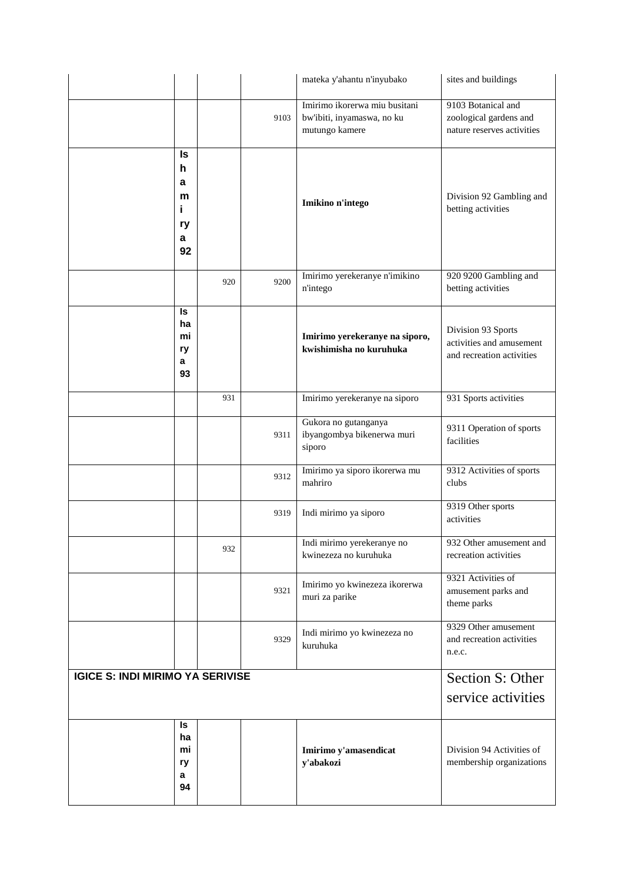| | | | | | |
|---|---|---|---|---|---|
| | | | | mateka y'ahantu n'inyubako | sites and buildings |
| | | | 9103 | Imirimo ikorerwa miu busitani bw'ibiti, inyamaswa, no ku mutungo kamere | 9103 Botanical and zoological gardens and nature reserves activities |
| | Ishamirya 92 | | | **Imikino n'intego** | Division 92 Gambling and betting activities |
| | | 920 | 9200 | Imirimo yerekeranye n'imikino n'intego | 920 9200 Gambling and betting activities |
| | Ishamirya 93 | | | **Imirimo yerekeranye na siporo, kwishimisha no kuruhuka** | Division 93 Sports activities and amusement and recreation activities |
| | | 931 | | Imirimo yerekeranye na siporo | 931 Sports activities |
| | | | 9311 | Gukora no gutanganya ibyangombya bikenerwa muri siporo | 9311 Operation of sports facilities |
| | | | 9312 | Imirimo ya siporo ikorerwa mu mahriro | 9312 Activities of sports clubs |
| | | | 9319 | Indi mirimo ya siporo | 9319 Other sports activities |
| | | 932 | | Indi mirimo yerekeranye no kwinezeza no kuruhuka | 932 Other amusement and recreation activities |
| | | | 9321 | Imirimo yo kwinezeza ikorerwa muri za parike | 9321 Activities of amusement parks and theme parks |
| | | | 9329 | Indi mirimo yo kwinezeza no kuruhuka | 9329 Other amusement and recreation activities n.e.c. |
| **IGICE S: INDI MIRIMO YA SERIVISE** | | | | | Section S: Other service activities |
| | Ishamirya 94 | | | **Imirimo y'amasendicat y'abakozi** | Division 94 Activities of membership organizations |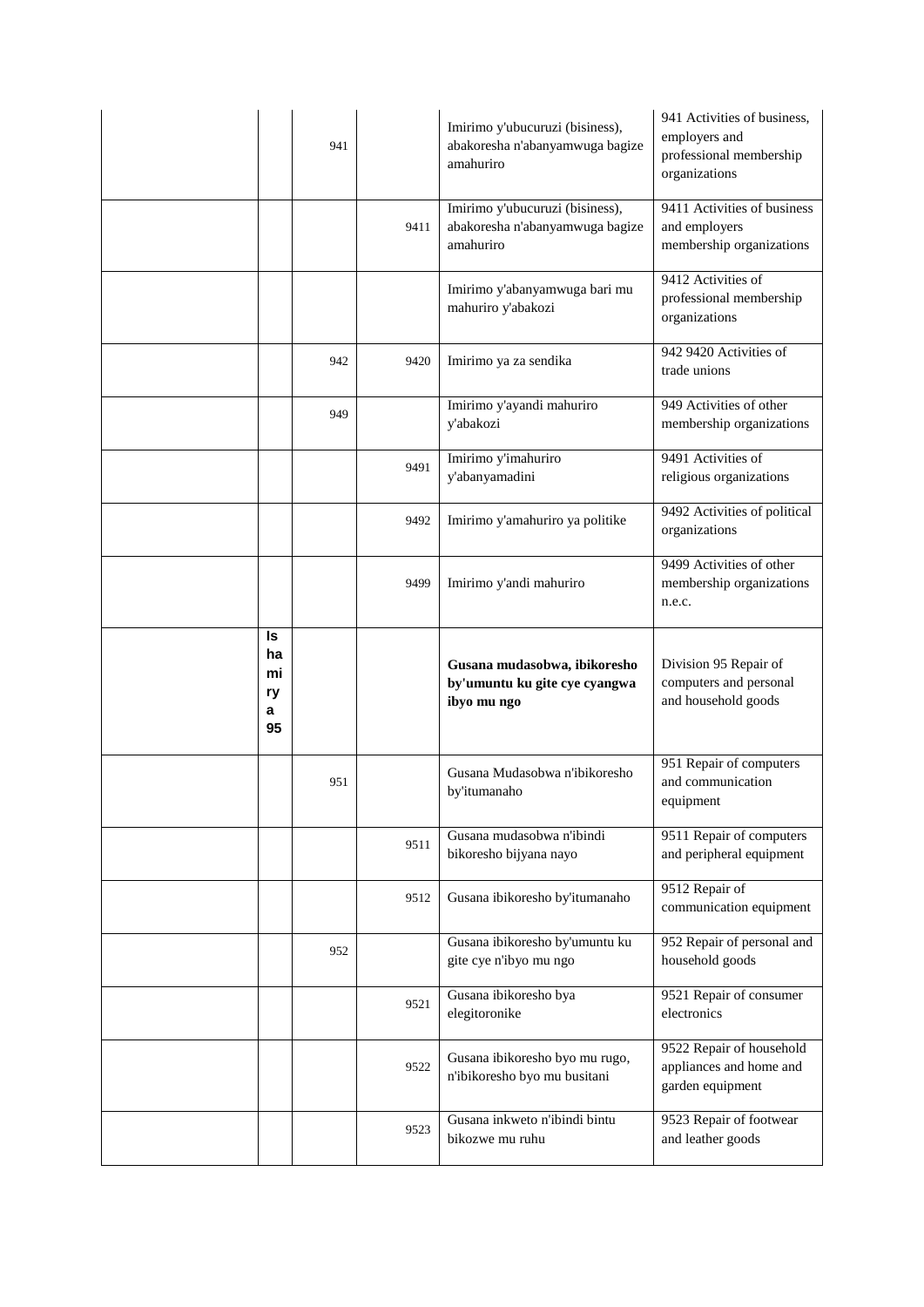| | | | | | |
|---|---|---|---|---|---|
| | | 941 | | Imirimo y'ubucuruzi (bisiness), abakoresha n'abanyamwuga bagize amahuriro | 941 Activities of business, employers and professional membership organizations |
| | | | 9411 | Imirimo y'ubucuruzi (bisiness), abakoresha n'abanyamwuga bagize amahuriro | 9411 Activities of business and employers membership organizations |
| | | | | Imirimo y'abanyamwuga bari mu mahuriro y'abakozi | 9412 Activities of professional membership organizations |
| | | 942 | 9420 | Imirimo ya za sendika | 942 9420 Activities of trade unions |
| | | 949 | | Imirimo y'ayandi mahuriro y'abakozi | 949 Activities of other membership organizations |
| | | | 9491 | Imirimo y'imahuriro y'abanyamadini | 9491 Activities of religious organizations |
| | | | 9492 | Imirimo y'amahuriro ya politike | 9492 Activities of political organizations |
| | | | 9499 | Imirimo y'andi mahuriro | 9499 Activities of other membership organizations n.e.c. |
| | **Ishamirya 95** | | | **Gusana mudasobwa, ibikoresho by'umuntu ku gite cye cyangwa ibyo mu ngo** | Division 95 Repair of computers and personal and household goods |
| | | 951 | | Gusana Mudasobwa n'ibikoresho by'itumanaho | 951 Repair of computers and communication equipment |
| | | | 9511 | Gusana mudasobwa n'ibindi bikoresho bijyana nayo | 9511 Repair of computers and peripheral equipment |
| | | | 9512 | Gusana ibikoresho by'itumanaho | 9512 Repair of communication equipment |
| | | 952 | | Gusana ibikoresho by'umuntu ku gite cye n'ibyo mu ngo | 952 Repair of personal and household goods |
| | | | 9521 | Gusana ibikoresho bya elegitoronike | 9521 Repair of consumer electronics |
| | | | 9522 | Gusana ibikoresho byo mu rugo, n'ibikoresho byo mu busitani | 9522 Repair of household appliances and home and garden equipment |
| | | | 9523 | Gusana inkweto n'ibindi bintu bikozwe mu ruhu | 9523 Repair of footwear and leather goods |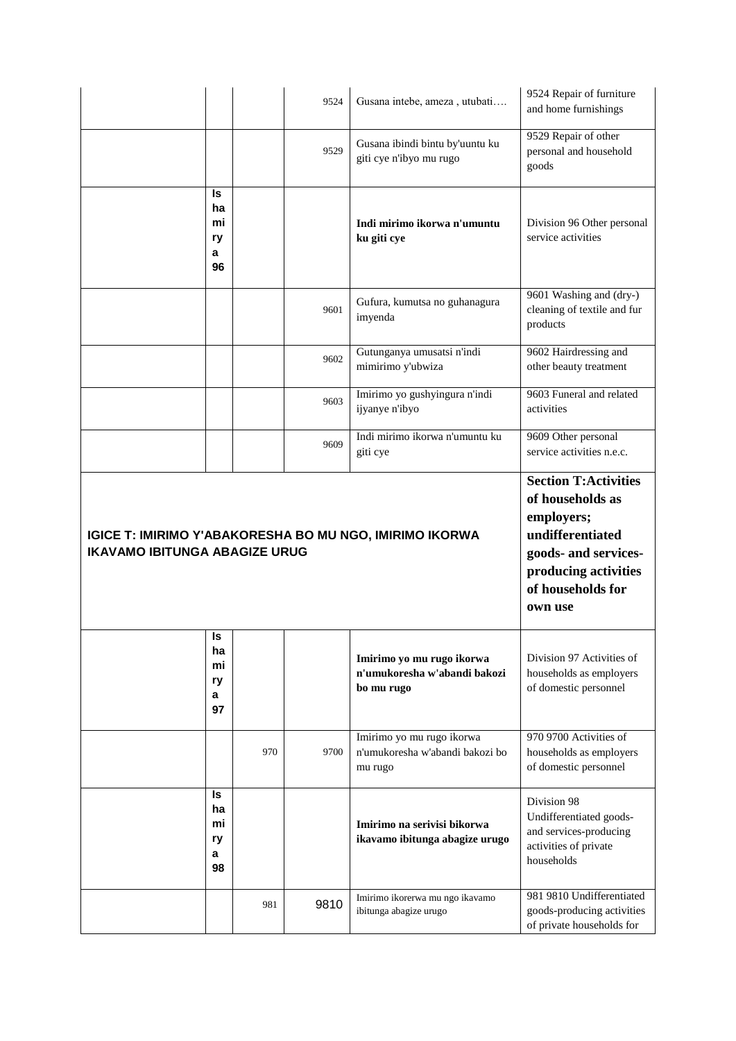| | | | | | |
|---|---|---|---|---|---|
| | | | 9524 | Gusana intebe, ameza , utubati…. | 9524 Repair of furniture and home furnishings |
| | | | 9529 | Gusana ibindi bintu by'uuntu ku giti cye n'ibyo mu rugo | 9529 Repair of other personal and household goods |
| | Ishamirya 96 | | | **Indi mirimo ikorwa n'umuntu ku giti cye** | Division 96 Other personal service activities |
| | | | 9601 | Gufura, kumutsa no guhanagura imyenda | 9601 Washing and (dry-) cleaning of textile and fur products |
| | | | 9602 | Gutunganya umusatsi n'indi mimirimo y'ubwiza | 9602 Hairdressing and other beauty treatment |
| | | | 9603 | Imirimo yo gushyingura n'indi ijyanye n'ibyo | 9603 Funeral and related activities |
| | | | 9609 | Indi mirimo ikorwa n'umuntu ku giti cye | 9609 Other personal service activities n.e.c. |
| **IGICE T: IMIRIMO Y'ABAKORESHA BO MU NGO, IMIRIMO IKORWA IKAVAMO IBITUNGA ABAGIZE URUG** | | | | | **Section T:Activities of households as employers; undifferentiated goods- and services-producing activities of households for own use** |
| | Ishamirya 97 | | | **Imirimo yo mu rugo ikorwa n'umukoresha w'abandi bakozi bo mu rugo** | Division 97 Activities of households as employers of domestic personnel |
| | | 970 | 9700 | Imirimo yo mu rugo ikorwa n'umukoresha w'abandi bakozi bo mu rugo | 970 9700 Activities of households as employers of domestic personnel |
| | Ishamirya 98 | | | **Imirimo na serivisi bikorwa ikavamo ibitunga abagize urugo** | Division 98 Undifferentiated goods- and services-producing activities of private households |
| | | 981 | 9810 | Imirimo ikorerwa mu ngo ikavamo ibitunga abagize urugo | 981 9810 Undifferentiated goods-producing activities of private households for |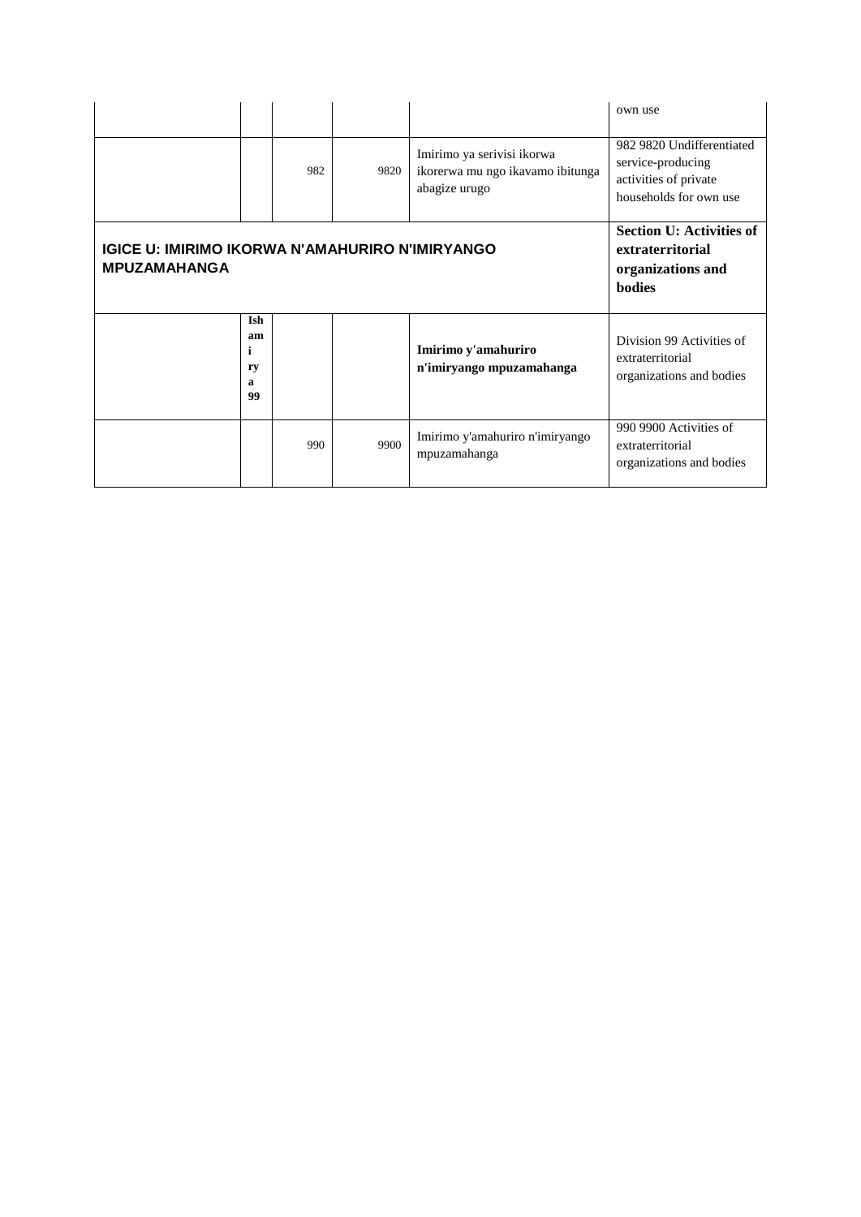| | | | | | |
|---|---|---|---|---|---|
| | | | | | own use |
| | | 982 | 9820 | Imirimo ya serivisi ikorwa ikorerwa mu ngo ikavamo ibitunga abagize urugo | 982 9820 Undifferentiated service-producing activities of private households for own use |
| **IGICE U: IMIRIMO IKORWA N'AMAHURIRO N'IMIRYANGO MPUZAMAHANGA** | | | | | **Section U: Activities of extraterritorial organizations and bodies** |
| | **Ishamirya 99** | | | **Imirimo y'amahuriro n'imiryango mpuzamahanga** | Division 99 Activities of extraterritorial organizations and bodies |
| | | 990 | 9900 | Imirimo y'amahuriro n'imiryango mpuzamahanga | 990 9900 Activities of extraterritorial organizations and bodies |